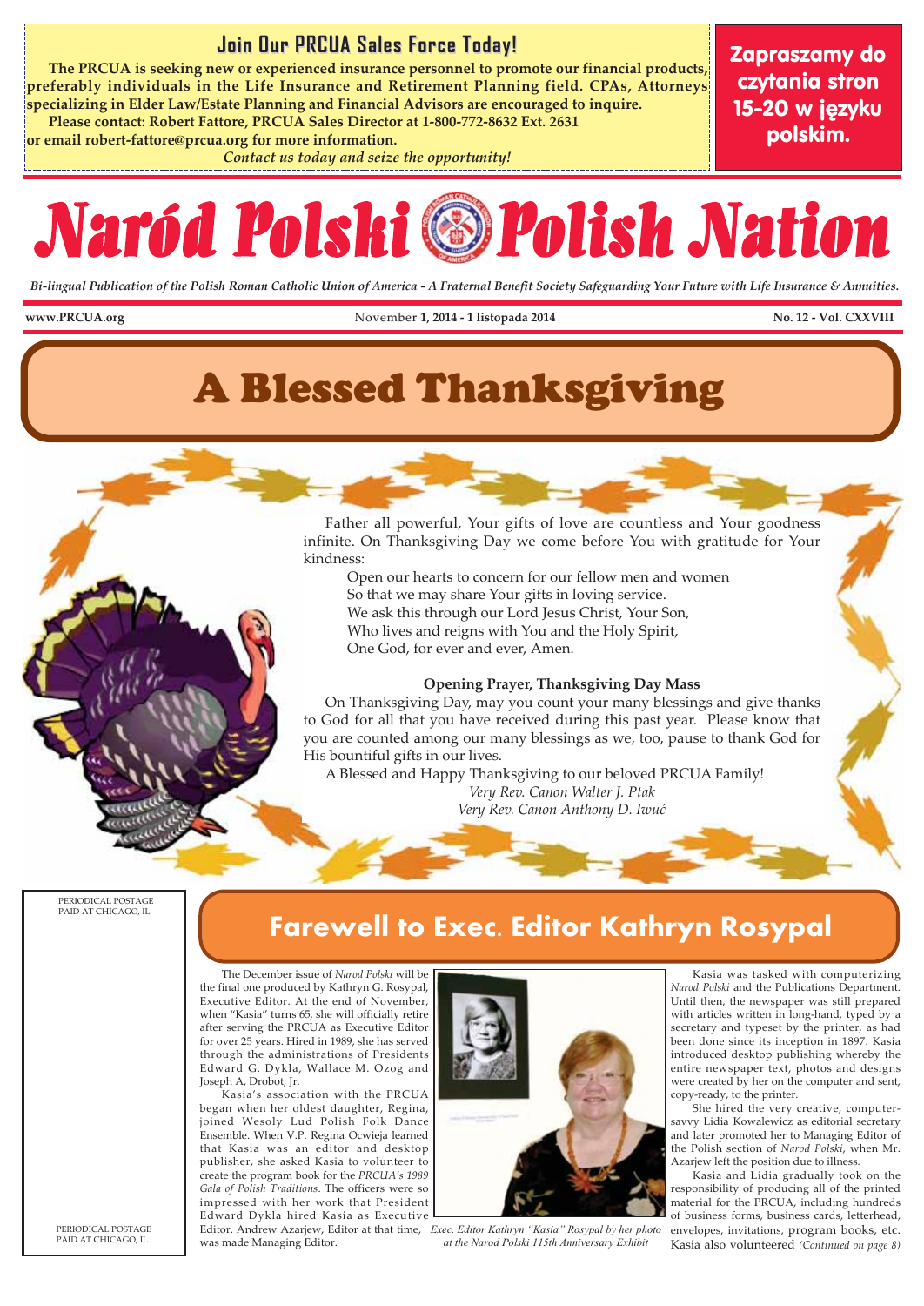## Join Our PRCUA Sales Force Today!

**The PRCUA is seeking new or experienced insurance personnel to promote our financial products, preferably individuals in the Life Insurance and Retirement Planning field. CPAs, Attorneys specializing in Elder Law/Estate Planning and Financial Advisors are encouraged to inquire.**

**Please contact: Robert Fattore, PRCUA Sales Director at 1-800-772-8632 Ext. 2631 or email robert-fattore@prcua.org for more information.**

***Contact us today and seize the opportunity!***

**Zapraszamy do czytania stron 15-20 w języku polskim.**

# Naród Polski Polish Nation

*Bi-lingual Publication of the Polish Roman Catholic Union of America - A Fraternal Benefit Society Safeguarding Your Future with Life Insurance & Annuities.*

**www.PRCUA.org** November **1, 2014 - 1 listopada 2014** **No. 12 - Vol. CXXVIII**

# A Blessed Thanksgiving

Father all powerful, Your gifts of love are countless and Your goodness infinite. On Thanksgiving Day we come before You with gratitude for Your kindness:

Open our hearts to concern for our fellow men and women
So that we may share Your gifts in loving service.
We ask this through our Lord Jesus Christ, Your Son,
Who lives and reigns with You and the Holy Spirit,
One God, for ever and ever, Amen.

**Opening Prayer, Thanksgiving Day Mass**

On Thanksgiving Day, may you count your many blessings and give thanks to God for all that you have received during this past year. Please know that you are counted among our many blessings as we, too, pause to thank God for His bountiful gifts in our lives.

A Blessed and Happy Thanksgiving to our beloved PRCUA Family!

*Very Rev. Canon Walter J. Ptak*
*Very Rev. Canon Anthony D. Iwuć*

PERIODICAL POSTAGE PAID AT CHICAGO, IL

## Farewell to Exec. Editor Kathryn Rosypal

The December issue of *Narod Polski* will be the final one produced by Kathryn G. Rosypal, Executive Editor. At the end of November, when "Kasia" turns 65, she will officially retire after serving the PRCUA as Executive Editor for over 25 years. Hired in 1989, she has served through the administrations of Presidents Edward G. Dykla, Wallace M. Ozog and Joseph A, Drobot, Jr.

Kasia's association with the PRCUA began when her oldest daughter, Regina, joined Wesoly Lud Polish Folk Dance Ensemble. When V.P. Regina Ocwieja learned that Kasia was an editor and desktop publisher, she asked Kasia to volunteer to create the program book for the *PRCUA's 1989 Gala of Polish Traditions*. The officers were so impressed with her work that President Edward Dykla hired Kasia as Executive Editor. Andrew Azarjew, Editor at that time, was made Managing Editor.

*Exec. Editor Kathryn "Kasia" Rosypal by her photo at the Narod Polski 115th Anniversary Exhibit*

Kasia was tasked with computerizing *Narod Polski* and the Publications Department. Until then, the newspaper was still prepared with articles written in long-hand, typed by a secretary and typeset by the printer, as had been done since its inception in 1897. Kasia introduced desktop publishing whereby the entire newspaper text, photos and designs were created by her on the computer and sent, copy-ready, to the printer.

She hired the very creative, computer-savvy Lidia Kowalewicz as editorial secretary and later promoted her to Managing Editor of the Polish section of *Narod Polski*, when Mr. Azarjew left the position due to illness.

Kasia and Lidia gradually took on the responsibility of producing all of the printed material for the PRCUA, including hundreds of business forms, business cards, letterhead, envelopes, invitations, program books, etc. Kasia also volunteered *(Continued on page 8)*

PERIODICAL POSTAGE PAID AT CHICAGO, IL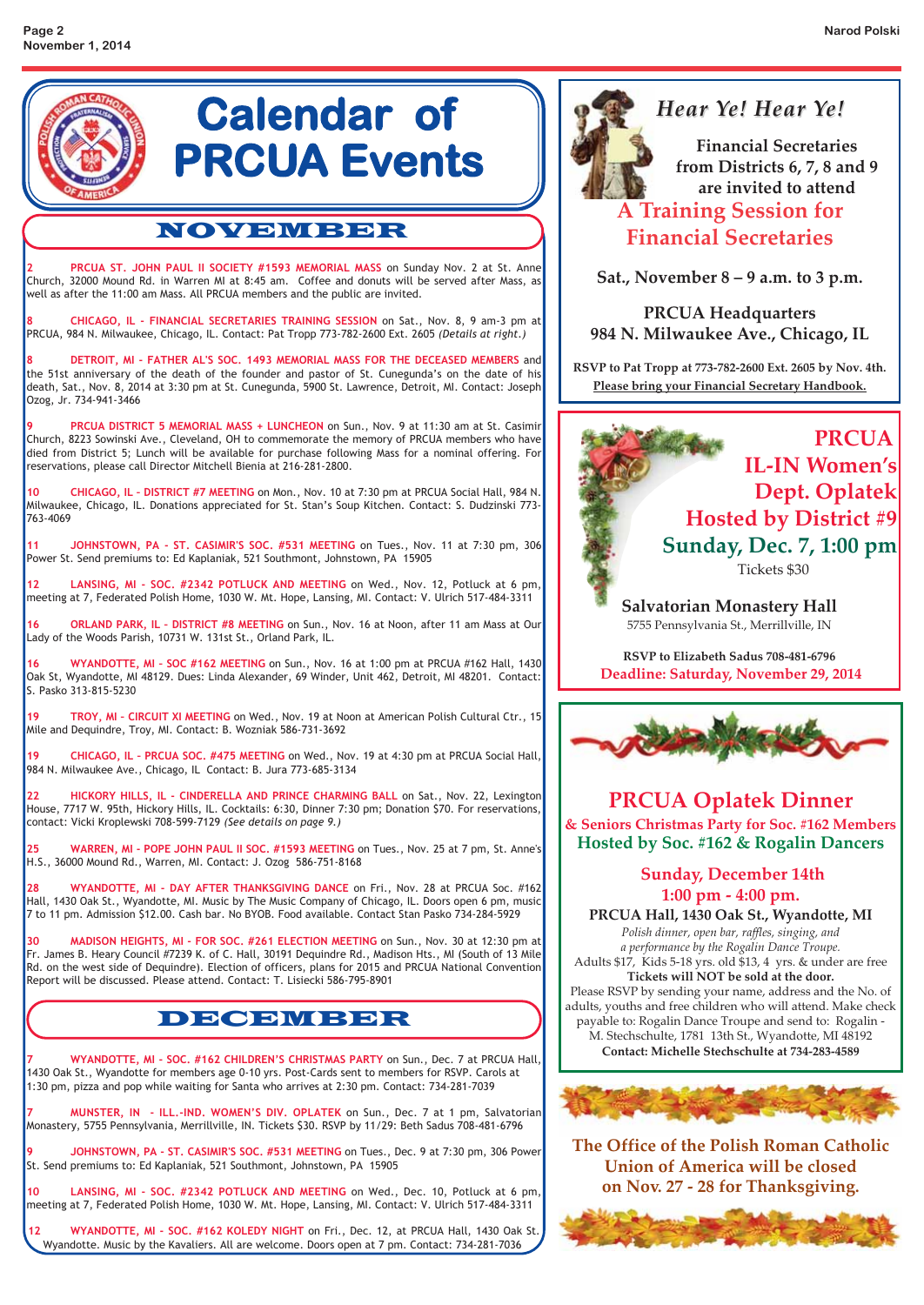# Calendar of PRCUA Events

## NOVEMBER

**2 PRCUA ST. JOHN PAUL II SOCIETY #1593 MEMORIAL MASS** on Sunday Nov. 2 at St. Anne Church, 32000 Mound Rd. in Warren MI at 8:45 am. Coffee and donuts will be served after Mass, as well as after the 11:00 am Mass. All PRCUA members and the public are invited.

**8 CHICAGO, IL - FINANCIAL SECRETARIES TRAINING SESSION** on Sat., Nov. 8, 9 am-3 pm at PRCUA, 984 N. Milwaukee, Chicago, IL. Contact: Pat Tropp 773-782-2600 Ext. 2605 *(Details at right.)*

**8 DETROIT, MI - FATHER AL'S SOC. 1493 MEMORIAL MASS FOR THE DECEASED MEMBERS** and the 51st anniversary of the death of the founder and pastor of St. Cunegunda's on the date of his death, Sat., Nov. 8, 2014 at 3:30 pm at St. Cunegunda, 5900 St. Lawrence, Detroit, MI. Contact: Joseph Ozog, Jr. 734-941-3466

**9 PRCUA DISTRICT 5 MEMORIAL MASS + LUNCHEON** on Sun., Nov. 9 at 11:30 am at St. Casimir Church, 8223 Sowinski Ave., Cleveland, OH to commemorate the memory of PRCUA members who have died from District 5; Lunch will be available for purchase following Mass for a nominal offering. For reservations, please call Director Mitchell Bienia at 216-281-2800.

**10 CHICAGO, IL - DISTRICT #7 MEETING** on Mon., Nov. 10 at 7:30 pm at PRCUA Social Hall, 984 N. Milwaukee, Chicago, IL. Donations appreciated for St. Stan's Soup Kitchen. Contact: S. Dudzinski 773-763-4069

**11 JOHNSTOWN, PA - ST. CASIMIR'S SOC. #531 MEETING** on Tues., Nov. 11 at 7:30 pm, 306 Power St. Send premiums to: Ed Kaplaniak, 521 Southmont, Johnstown, PA 15905

**12 LANSING, MI - SOC. #2342 POTLUCK AND MEETING** on Wed., Nov. 12, Potluck at 6 pm, meeting at 7, Federated Polish Home, 1030 W. Mt. Hope, Lansing, MI. Contact: V. Ulrich 517-484-3311

**16 ORLAND PARK, IL - DISTRICT #8 MEETING** on Sun., Nov. 16 at Noon, after 11 am Mass at Our Lady of the Woods Parish, 10731 W. 131st St., Orland Park, IL.

**16 WYANDOTTE, MI - SOC #162 MEETING** on Sun., Nov. 16 at 1:00 pm at PRCUA #162 Hall, 1430 Oak St, Wyandotte, MI 48129. Dues: Linda Alexander, 69 Winder, Unit 462, Detroit, MI 48201. Contact: S. Pasko 313-815-5230

**19 TROY, MI - CIRCUIT XI MEETING** on Wed., Nov. 19 at Noon at American Polish Cultural Ctr., 15 Mile and Dequindre, Troy, MI. Contact: B. Wozniak 586-731-3692

**19 CHICAGO, IL - PRCUA SOC. #475 MEETING** on Wed., Nov. 19 at 4:30 pm at PRCUA Social Hall, 984 N. Milwaukee Ave., Chicago, IL Contact: B. Jura 773-685-3134

**22 HICKORY HILLS, IL - CINDERELLA AND PRINCE CHARMING BALL** on Sat., Nov. 22, Lexington House, 7717 W. 95th, Hickory Hills, IL. Cocktails: 6:30, Dinner 7:30 pm; Donation $70. For reservations, contact: Vicki Kroplewski 708-599-7129 *(See details on page 9.)*

**25 WARREN, MI - POPE JOHN PAUL II SOC. #1593 MEETING** on Tues., Nov. 25 at 7 pm, St. Anne's H.S., 36000 Mound Rd., Warren, MI. Contact: J. Ozog 586-751-8168

**28 WYANDOTTE, MI - DAY AFTER THANKSGIVING DANCE** on Fri., Nov. 28 at PRCUA Soc. #162 Hall, 1430 Oak St., Wyandotte, MI. Music by The Music Company of Chicago, IL. Doors open 6 pm, music 7 to 11 pm. Admission $12.00. Cash bar. No BYOB. Food available. Contact Stan Pasko 734-284-5929

**30 MADISON HEIGHTS, MI - FOR SOC. #261 ELECTION MEETING** on Sun., Nov. 30 at 12:30 pm at Fr. James B. Heary Council #7239 K. of C. Hall, 30191 Dequindre Rd., Madison Hts., MI (South of 13 Mile Rd. on the west side of Dequindre). Election of officers, plans for 2015 and PRCUA National Convention Report will be discussed. Please attend. Contact: T. Lisiecki 586-795-8901

## DECEMBER

**7 WYANDOTTE, MI - SOC. #162 CHILDREN'S CHRISTMAS PARTY** on Sun., Dec. 7 at PRCUA Hall, 1430 Oak St., Wyandotte for members age 0-10 yrs. Post-Cards sent to members for RSVP. Carols at 1:30 pm, pizza and pop while waiting for Santa who arrives at 2:30 pm. Contact: 734-281-7039

**7 MUNSTER, IN - ILL.-IND. WOMEN'S DIV. OPLATEK** on Sun., Dec. 7 at 1 pm, Salvatorian Monastery, 5755 Pennsylvania, Merrillville, IN. Tickets $30. RSVP by 11/29: Beth Sadus 708-481-6796

**9 JOHNSTOWN, PA - ST. CASIMIR'S SOC. #531 MEETING** on Tues., Dec. 9 at 7:30 pm, 306 Power St. Send premiums to: Ed Kaplaniak, 521 Southmont, Johnstown, PA 15905

**10 LANSING, MI - SOC. #2342 POTLUCK AND MEETING** on Wed., Dec. 10, Potluck at 6 pm, meeting at 7, Federated Polish Home, 1030 W. Mt. Hope, Lansing, MI. Contact: V. Ulrich 517-484-3311

**12 WYANDOTTE, MI - SOC. #162 KOLEDY NIGHT** on Fri., Dec. 12, at PRCUA Hall, 1430 Oak St. Wyandotte. Music by the Kavaliers. All are welcome. Doors open at 7 pm. Contact: 734-281-7036

---

## *Hear Ye! Hear Ye!*

**Financial Secretaries from Districts 6, 7, 8 and 9 are invited to attend**

**A Training Session for Financial Secretaries**

**Sat., November 8 – 9 a.m. to 3 p.m.**

**PRCUA Headquarters**
**984 N. Milwaukee Ave., Chicago, IL**

**RSVP to Pat Tropp at 773-782-2600 Ext. 2605 by Nov. 4th.**
**Please bring your Financial Secretary Handbook.**

---

## PRCUA IL-IN Women's Dept. Oplatek Hosted by District #9

**Sunday, Dec. 7, 1:00 pm**

Tickets $30

**Salvatorian Monastery Hall**
5755 Pennsylvania St., Merrillville, IN

**RSVP to Elizabeth Sadus 708-481-6796**
**Deadline: Saturday, November 29, 2014**

---

## PRCUA Oplatek Dinner

**& Seniors Christmas Party for Soc. #162 Members**
**Hosted by Soc. #162 & Rogalin Dancers**

**Sunday, December 14th**
**1:00 pm - 4:00 pm.**

**PRCUA Hall, 1430 Oak St., Wyandotte, MI**

*Polish dinner, open bar, raffles, singing, and a performance by the Rogalin Dance Troupe.*

Adults $17, Kids 5-18 yrs. old $13, 4 yrs. & under are free

**Tickets will NOT be sold at the door.**

Please RSVP by sending your name, address and the No. of adults, youths and free children who will attend. Make check payable to: Rogalin Dance Troupe and send to: Rogalin - M. Stechschulte, 1781 13th St., Wyandotte, MI 48192

**Contact: Michelle Stechschulte at 734-283-4589**

---

**The Office of the Polish Roman Catholic Union of America will be closed on Nov. 27 - 28 for Thanksgiving.**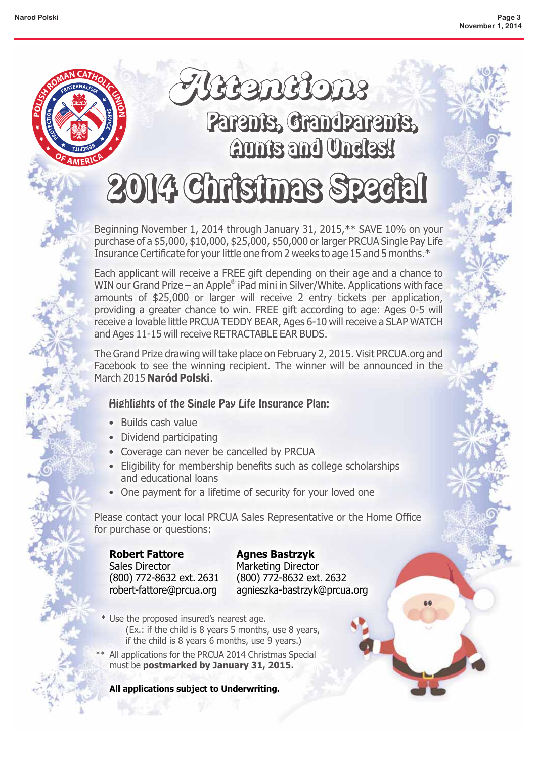# Attention:

## Parents, Grandparents, Aunts and Uncles!

# 2014 Christmas Special

Beginning November 1, 2014 through January 31, 2015,** SAVE 10% on your purchase of a $5,000, $10,000, $25,000, $50,000 or larger PRCUA Single Pay Life Insurance Certificate for your little one from 2 weeks to age 15 and 5 months.*

Each applicant will receive a FREE gift depending on their age and a chance to WIN our Grand Prize – an Apple® iPad mini in Silver/White. Applications with face amounts of $25,000 or larger will receive 2 entry tickets per application, providing a greater chance to win. FREE gift according to age: Ages 0-5 will receive a lovable little PRCUA TEDDY BEAR, Ages 6-10 will receive a SLAP WATCH and Ages 11-15 will receive RETRACTABLE EAR BUDS.

The Grand Prize drawing will take place on February 2, 2015. Visit PRCUA.org and Facebook to see the winning recipient. The winner will be announced in the March 2015 **Naród Polski**.

### Highlights of the Single Pay Life Insurance Plan:

- Builds cash value
- Dividend participating
- Coverage can never be cancelled by PRCUA
- Eligibility for membership benefits such as college scholarships and educational loans
- One payment for a lifetime of security for your loved one

Please contact your local PRCUA Sales Representative or the Home Office for purchase or questions:

**Robert Fattore**
Sales Director
(800) 772-8632 ext. 2631
robert-fattore@prcua.org

**Agnes Bastrzyk**
Marketing Director
(800) 772-8632 ext. 2632
agnieszka-bastrzyk@prcua.org

\* Use the proposed insured's nearest age.
(Ex.: if the child is 8 years 5 months, use 8 years, if the child is 8 years 6 months, use 9 years.)

** All applications for the PRCUA 2014 Christmas Special must be **postmarked by January 31, 2015.**

**All applications subject to Underwriting.**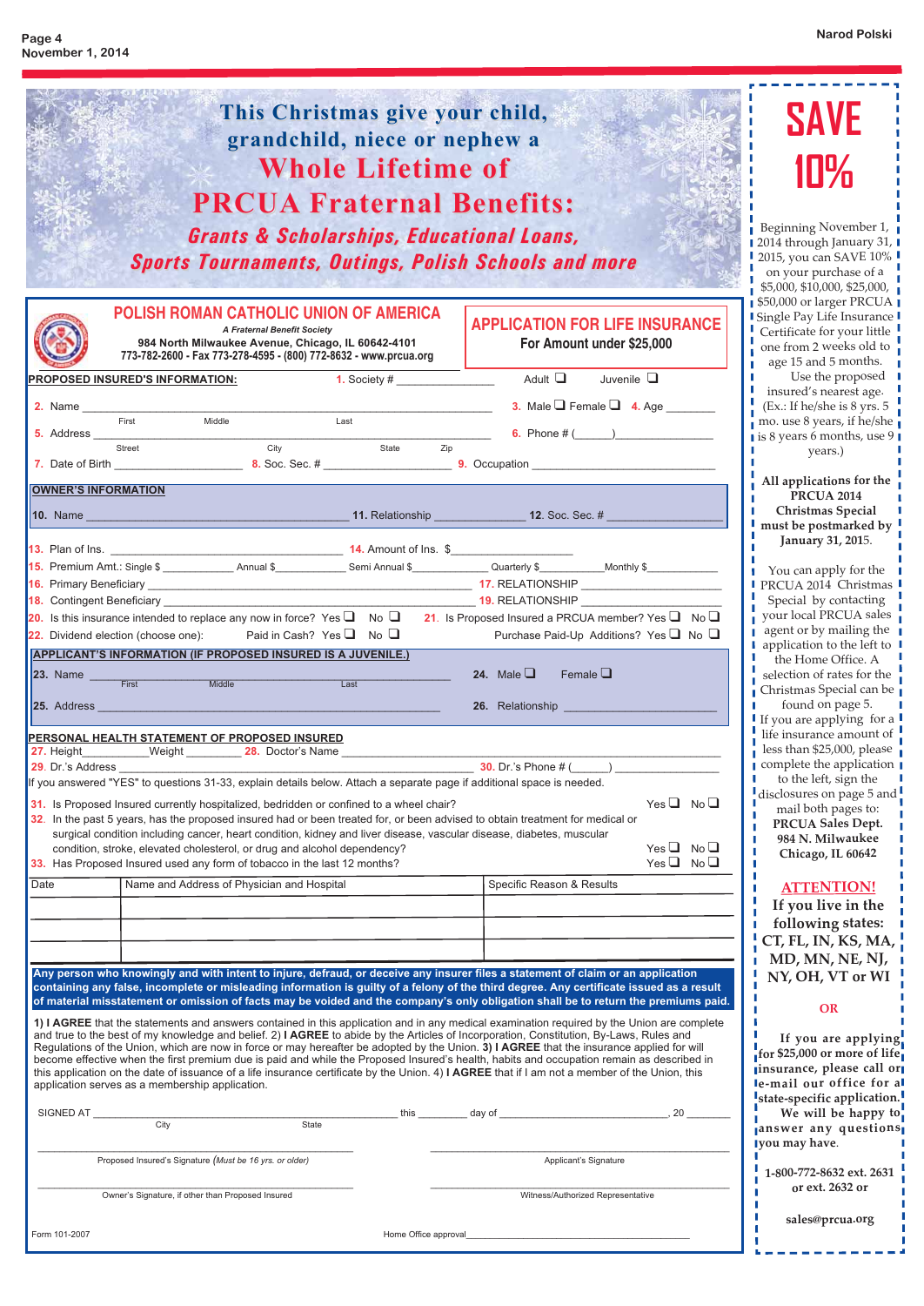# This Christmas give your child, grandchild, niece or nephew a Whole Lifetime of PRCUA Fraternal Benefits:

## *Grants & Scholarships, Educational Loans, Sports Tournaments, Outings, Polish Schools and more*

---

## POLISH ROMAN CATHOLIC UNION OF AMERICA

*A Fraternal Benefit Society*

984 North Milwaukee Avenue, Chicago, IL 60642-4101
773-782-2600 - Fax 773-278-4595 - (800) 772-8632 - www.prcua.org

## APPLICATION FOR LIFE INSURANCE
**For Amount under $25,000**

**PROPOSED INSURED'S INFORMATION:** 1. Society # ________________ Adult ❑ Juvenile ❑

2. Name ______________________________________ (First / Middle / Last) 3. Male ❑ Female ❑ 4. Age ________

5. Address ______________________________________ (Street / City / State / Zip) 6. Phone # (______)________________

7. Date of Birth ________________ 8. Soc. Sec. # ____________________ 9. Occupation ________________________

**OWNER'S INFORMATION**

10. Name ______________________________ 11. Relationship ______________ 12. Soc. Sec. # ________________

13. Plan of Ins. ______________________________ 14. Amount of Ins. $________________

15. Premium Amt.: Single $ __________ Annual $ __________ Semi Annual $ __________ Quarterly $ __________ Monthly $__________

16. Primary Beneficiary ______________________________ 17. RELATIONSHIP ________________

18. Contingent Beneficiary ______________________________ 19. RELATIONSHIP ________________

20. Is this insurance intended to replace any now in force? Yes ❑ No ❑ 21. Is Proposed Insured a PRCUA member? Yes ❑ No ❑

22. Dividend election (choose one): Paid in Cash? Yes ❑ No ❑ Purchase Paid-Up Additions? Yes ❑ No ❑

**APPLICANT'S INFORMATION (IF PROPOSED INSURED IS A JUVENILE.)**

23. Name ______________________________ (First / Middle / Last) 24. Male ❑ Female ❑

25. Address ______________________________ 26. Relationship ________________

**PERSONAL HEALTH STATEMENT OF PROPOSED INSURED**

27. Height__________Weight __________ 28. Doctor's Name ______________________________

29. Dr.'s Address ______________________________ 30. Dr.'s Phone # (______) ________________

If you answered "YES" to questions 31-33, explain details below. Attach a separate page if additional space is needed.

31. Is Proposed Insured currently hospitalized, bedridden or confined to a wheel chair? Yes ❑ No ❑

32. In the past 5 years, has the proposed insured had or been treated for, or been advised to obtain treatment for medical or surgical condition including cancer, heart condition, kidney and liver disease, vascular disease, diabetes, muscular condition, stroke, elevated cholesterol, or drug and alcohol dependency? Yes ❑ No ❑

33. Has Proposed Insured used any form of tobacco in the last 12 months? Yes ❑ No ❑

| Date | Name and Address of Physician and Hospital | Specific Reason & Results |
|---|---|---|
| | | |
| | | |
| | | |

**Any person who knowingly and with intent to injure, defraud, or deceive any insurer files a statement of claim or an application containing any false, incomplete or misleading information is guilty of a felony of the third degree. Any certificate issued as a result of material misstatement or omission of facts may be voided and the company's only obligation shall be to return the premiums paid.**

1) **I AGREE** that the statements and answers contained in this application and in any medical examination required by the Union are complete and true to the best of my knowledge and belief. 2) **I AGREE** to abide by the Articles of Incorporation, Constitution, By-Laws, Rules and Regulations of the Union, which are now in force or may hereafter be adopted by the Union. 3) **I AGREE** that the insurance applied for will become effective when the first premium due is paid and while the Proposed Insured's health, habits and occupation remain as described in this application on the date of issuance of a life insurance certificate by the Union. 4) **I AGREE** that if I am not a member of the Union, this application serves as a membership application.

SIGNED AT ______________________________ (City / State) this ________ day of ________________________, 20 ________

______________________________ Proposed Insured's Signature (*Must be 16 yrs. or older*)

______________________________ Applicant's Signature

______________________________ Owner's Signature, if other than Proposed Insured

______________________________ Witness/Authorized Representative

Form 101-2007 Home Office approval______________________________

---

# SAVE 10%

Beginning November 1, 2014 through January 31, 2015, you can SAVE 10% on your purchase of a $5,000, $10,000, $25,000, $50,000 or larger PRCUA Single Pay Life Insurance Certificate for your little one from 2 weeks old to age 15 and 5 months. Use the proposed insured's nearest age. (Ex.: If he/she is 8 yrs. 5 mo. use 8 years, if he/she is 8 years 6 months, use 9 years.)

**All applications for the PRCUA 2014 Christmas Special must be postmarked by January 31, 2015.**

You can apply for the PRCUA 2014 Christmas Special by contacting your local PRCUA sales agent or by mailing the application to the left to the Home Office. A selection of rates for the Christmas Special can be found on page 5.

If you are applying for a life insurance amount of less than $25,000, please complete the application to the left, sign the disclosures on page 5 and mail both pages to:
**PRCUA Sales Dept.**
**984 N. Milwaukee**
**Chicago, IL 60642**

## ATTENTION!

**If you live in the following states: CT, FL, IN, KS, MA, MD, MN, NE, NJ, NY, OH, VT or WI**

**OR**

**If you are applying for $25,000 or more of life insurance, please call or e-mail our office for a state-specific application.** We will be happy to answer any questions you may have.

**1-800-772-8632 ext. 2631 or ext. 2632 or**

**sales@prcua.org**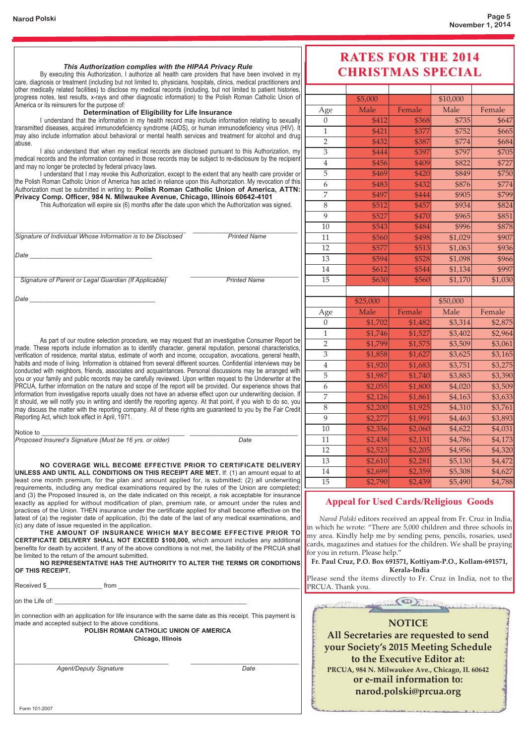*This Authorization complies with the HIPAA Privacy Rule*

By executing this Authorization, I authorize all health care providers that have been involved in my care, diagnosis or treatment (including but not limited to, physicians, hospitals, clinics, medical practitioners and other medically related facilities) to disclose my medical records (including, but not limited to patient histories, progress notes, test results, x-rays and other diagnostic information) to the Polish Roman Catholic Union of America or its reinsurers for the purpose of:

**Determination of Eligibility for Life Insurance**

I understand that the information in my health record may include information relating to sexually transmitted diseases, acquired immunodeficiency syndrome (AIDS), or human immunodeficiency virus (HIV). It may also include information about behavioral or mental health services and treatment for alcohol and drug abuse.

I also understand that when my medical records are disclosed pursuant to this Authorization, my medical records and the information contained in those records may be subject to re-disclosure by the recipient and may no longer be protected by federal privacy laws.

I understand that I may revoke this Authorization, except to the extent that any health care provider or the Polish Roman Catholic Union of America has acted in reliance upon this Authorization. My revocation of this Authorization must be submitted in writing to: **Polish Roman Catholic Union of America, ATTN: Privacy Comp. Officer, 984 N. Milwaukee Avenue, Chicago, Illinois 60642-4101**

This Authorization will expire six (6) months after the date upon which the Authorization was signed.

_________________________________ _________________________

*Signature of Individual Whose Information is to be Disclosed* *Printed Name*

*Date* _________________________________

_________________________________ _________________________

*Signature of Parent or Legal Guardian (If Applicable)* *Printed Name*

*Date* _________________________________

As part of our routine selection procedure, we may request that an investigative Consumer Report be made. These reports include information as to identify character, general reputation, personal characteristics, verification of residence, marital status, estimate of worth and income, occupation, avocations, general health, habits and mode of living. Information is obtained from several different sources. Confidential interviews may be conducted with neighbors, friends, associates and acquaintances. Personal discussions may be arranged with you or your family and public records may be carefully reviewed. Upon written request to the Underwriter at the PRCUA, further information on the nature and scope of the report will be provided. Our experience shows that information from investigative reports usually does not have an adverse effect upon our underwriting decision. If it should, we will notify you in writing and identify the reporting agency. At that point, if you wish to do so, you may discuss the matter with the reporting company. All of these rights are guaranteed to you by the Fair Credit Reporting Act, which took effect in April, 1971.

Notice to _________________________________ _________________________

*Proposed Insured's Signature (Must be 16 yrs. or older)* *Date*

**NO COVERAGE WILL BECOME EFFECTIVE PRIOR TO CERTIFICATE DELIVERY UNLESS AND UNTIL ALL CONDITIONS ON THIS RECEIPT ARE MET.** If: (1) an amount equal to at least one month premium, for the plan and amount applied for, is submitted; (2) all underwriting requirements, including any medical examinations required by the rules of the Union are completed; and (3) the Proposed Insured is, on the date indicated on this receipt, a risk acceptable for insurance exactly as applied for without modification of plan, premium rate, or amount under the rules and practices of the Union. THEN insurance under the certificate applied for shall become effective on the latest of (a) the register date of application, (b) the date of the last of any medical examinations, and (c) any date of issue requested in the application.

**THE AMOUNT OF INSURANCE WHICH MAY BECOME EFFECTIVE PRIOR TO CERTIFICATE DELIVERY SHALL NOT EXCEED $100,000,** which amount includes any additional benefits for death by accident. If any of the above conditions is not met, the liability of the PRCUA shall be limited to the return of the amount submitted.

**NO REPRESENTATIVE HAS THE AUTHORITY TO ALTER THE TERMS OR CONDITIONS OF THIS RECEIPT.**

Received $_______________ from _________________________________

on the Life of: _________________________________

in connection with an application for life insurance with the same date as this receipt. This payment is made and accepted subject to the above conditions.

**POLISH ROMAN CATHOLIC UNION OF AMERICA**
**Chicago, Illinois**

_________________________________ _________________________

*Agent/Deputy Signature* *Date*

Form 101-2007

# RATES FOR THE 2014 CHRISTMAS SPECIAL

| | $5,000 | | $10,000 | |
|---|---|---|---|---|
| Age | Male | Female | Male | Female |
| 0 | $412 | $368 | $735 | $647 |
| 1 | $421 | $377 | $752 | $665 |
| 2 | $432 | $387 | $774 | $684 |
| 3 | $444 | $397 | $797 | $705 |
| 4 | $456 | $409 | $822 | $727 |
| 5 | $469 | $420 | $849 | $750 |
| 6 | $483 | $432 | $876 | $774 |
| 7 | $497 | $444 | $905 | $799 |
| 8 | $512 | $457 | $934 | $824 |
| 9 | $527 | $470 | $965 | $851 |
| 10 | $543 | $484 | $996 | $878 |
| 11 | $560 | $498 | $1,029 | $907 |
| 12 | $577 | $513 | $1,063 | $936 |
| 13 | $594 | $528 | $1,098 | $966 |
| 14 | $612 | $544 | $1,134 | $997 |
| 15 | $630 | $560 | $1,170 | $1,030 |
| | | | | |
| | $25,000 | | $50,000 | |
| Age | Male | Female | Male | Female |
| 0 | $1,702 | $1,482 | $3,314 | $2,875 |
| 1 | $1,746 | $1,527 | $3,402 | $2,964 |
| 2 | $1,799 | $1,575 | $3,509 | $3,061 |
| 3 | $1,858 | $1,627 | $3,625 | $3,165 |
| 4 | $1,920 | $1,683 | $3,751 | $3,275 |
| 5 | $1,987 | $1,740 | $3,883 | $3,390 |
| 6 | $2,055 | $1,800 | $4,020 | $3,509 |
| 7 | $2,126 | $1,861 | $4,163 | $3,633 |
| 8 | $2,200 | $1,925 | $4,310 | $3,761 |
| 9 | $2,277 | $1,991 | $4,463 | $3,893 |
| 10 | $2,356 | $2,060 | $4,622 | $4,031 |
| 11 | $2,438 | $2,131 | $4,786 | $4,173 |
| 12 | $2,523 | $2,205 | $4,956 | $4,320 |
| 13 | $2,610 | $2,281 | $5,130 | $4,472 |
| 14 | $2,699 | $2,359 | $5,308 | $4,627 |
| 15 | $2,790 | $2,439 | $5,490 | $4,788 |

## Appeal for Used Cards/Religious Goods

*Narod Polski* editors received an appeal from Fr. Cruz in India, in which he wrote: "There are 5,000 children and three schools in my area. Kindly help me by sending pens, pencils, rosaries, used cards, magazines and statues for the children. We shall be praying for you in return. Please help."

**Fr. Paul Cruz, P.O. Box 691571, Kottiyam-P.O., Kollam-691571, Kerala-India**

Please send the items directly to Fr. Cruz in India, not to the PRCUA. Thank you.

## NOTICE

**All Secretaries are requested to send your Society's 2015 Meeting Schedule to the Executive Editor at:**

**PRCUA, 984 N. Milwaukee Ave., Chicago, IL 60642**

**or e-mail information to:**

**narod.polski@prcua.org**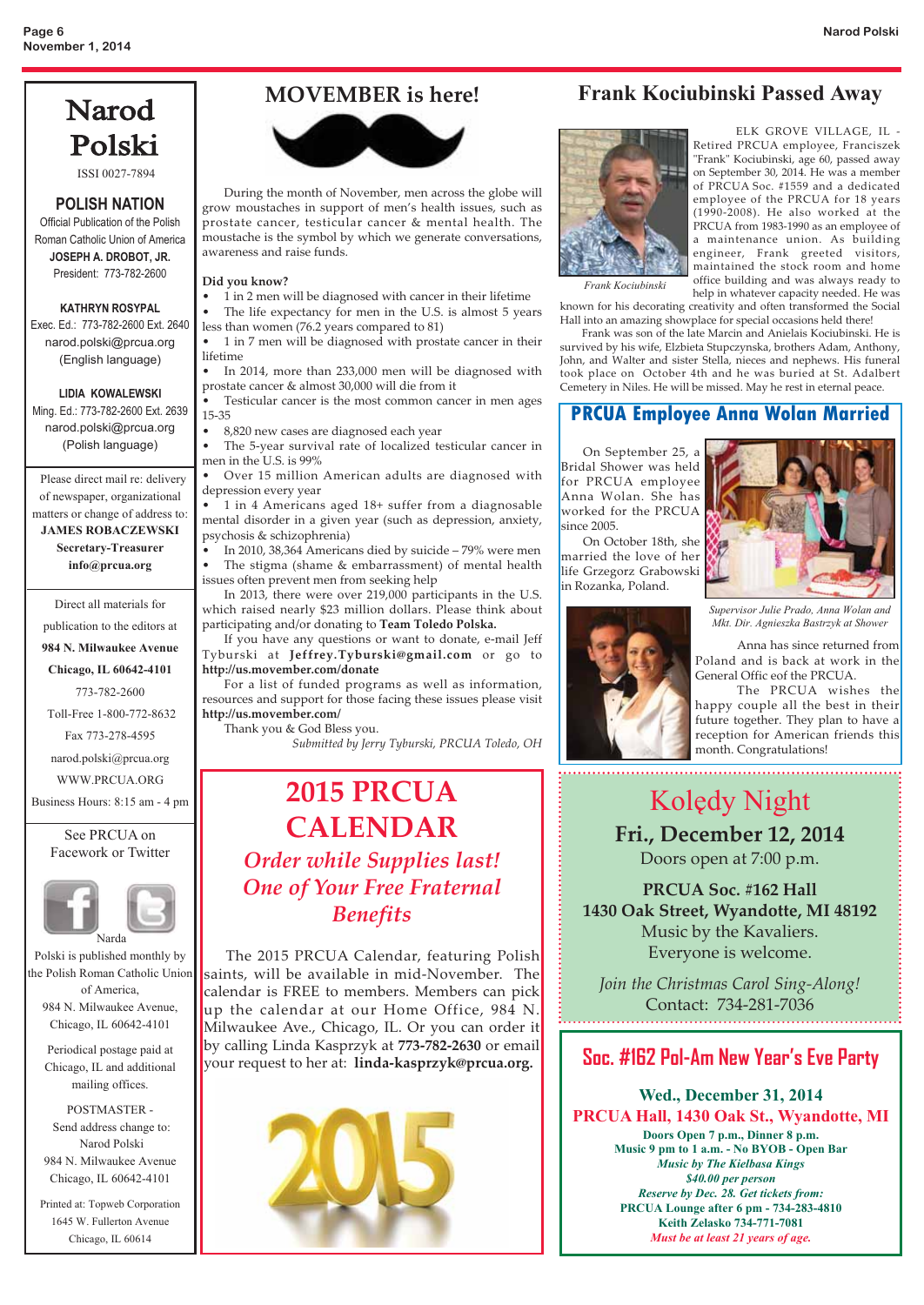# Narod Polski

ISSI 0027-7894

**POLISH NATION**

Official Publication of the Polish Roman Catholic Union of America

**JOSEPH A. DROBOT, JR.**
President: 773-782-2600

**KATHRYN ROSYPAL**
Exec. Ed.: 773-782-2600 Ext. 2640
narod.polski@prcua.org
(English language)

**LIDIA KOWALEWSKI**
Mng. Ed.: 773-782-2600 Ext. 2639
narod.polski@prcua.org
(Polish language)

Please direct mail re: delivery of newspaper, organizational matters or change of address to:
**JAMES ROBACZEWSKI**
**Secretary-Treasurer**
**info@prcua.org**

Direct all materials for publication to the editors at
**984 N. Milwaukee Avenue**
**Chicago, IL 60642-4101**
773-782-2600
Toll-Free 1-800-772-8632
Fax 773-278-4595
narod.polski@prcua.org
WWW.PRCUA.ORG
Business Hours: 8:15 am - 4 pm

See PRCUA on Facework or Twitter

Narda Polski is published monthly by the Polish Roman Catholic Union of America,
984 N. Milwaukee Avenue,
Chicago, IL 60642-4101

Periodical postage paid at Chicago, IL and additional mailing offices.

POSTMASTER - Send address change to:
Narod Polski
984 N. Milwaukee Avenue
Chicago, IL 60642-4101

Printed at: Topweb Corporation
1645 W. Fullerton Avenue
Chicago, IL 60614

## MOVEMBER is here!

During the month of November, men across the globe will grow moustaches in support of men's health issues, such as prostate cancer, testicular cancer & mental health. The moustache is the symbol by which we generate conversations, awareness and raise funds.

**Did you know?**

- 1 in 2 men will be diagnosed with cancer in their lifetime
- The life expectancy for men in the U.S. is almost 5 years less than women (76.2 years compared to 81)
- 1 in 7 men will be diagnosed with prostate cancer in their lifetime
- In 2014, more than 233,000 men will be diagnosed with prostate cancer & almost 30,000 will die from it
- Testicular cancer is the most common cancer in men ages 15-35
- 8,820 new cases are diagnosed each year
- The 5-year survival rate of localized testicular cancer in men in the U.S. is 99%
- Over 15 million American adults are diagnosed with depression every year
- 1 in 4 Americans aged 18+ suffer from a diagnosable mental disorder in a given year (such as depression, anxiety, psychosis & schizophrenia)
- In 2010, 38,364 Americans died by suicide – 79% were men
- The stigma (shame & embarrassment) of mental health issues often prevent men from seeking help

In 2013, there were over 219,000 participants in the U.S. which raised nearly $23 million dollars. Please think about participating and/or donating to **Team Toledo Polska.**

If you have any questions or want to donate, e-mail Jeff Tyburski at **Jeffrey.Tyburski@gmail.com** or go to **http://us.movember.com/donate**

For a list of funded programs as well as information, resources and support for those facing these issues please visit **http://us.movember.com/**

Thank you & God Bless you.

*Submitted by Jerry Tyburski, PRCUA Toledo, OH*

## 2015 PRCUA CALENDAR

***Order while Supplies last! One of Your Free Fraternal Benefits***

The 2015 PRCUA Calendar, featuring Polish saints, will be available in mid-November. The calendar is FREE to members. Members can pick up the calendar at our Home Office, 984 N. Milwaukee Ave., Chicago, IL. Or you can order it by calling Linda Kasprzyk at **773-782-2630** or email your request to her at: **linda-kasprzyk@prcua.org.**

## Frank Kociubinski Passed Away

*Frank Kociubinski*

ELK GROVE VILLAGE, IL - Retired PRCUA employee, Franciszek "Frank" Kociubinski, age 60, passed away on September 30, 2014. He was a member of PRCUA Soc. #1559 and a dedicated employee of the PRCUA for 18 years (1990-2008). He also worked at the PRCUA from 1983-1990 as an employee of a maintenance union. As building engineer, Frank greeted visitors, maintained the stock room and home office building and was always ready to help in whatever capacity needed. He was known for his decorating creativity and often transformed the Social Hall into an amazing showplace for special occasions held there!

Frank was son of the late Marcin and Anielais Kociubinski. He is survived by his wife, Elzbieta Stupczynska, brothers Adam, Anthony, John, and Walter and sister Stella, nieces and nephews. His funeral took place on October 4th and he was buried at St. Adalbert Cemetery in Niles. He will be missed. May he rest in eternal peace.

## PRCUA Employee Anna Wolan Married

On September 25, a Bridal Shower was held for PRCUA employee Anna Wolan. She has worked for the PRCUA since 2005.

On October 18th, she married the love of her life Grzegorz Grabowski in Rozanka, Poland.

*Supervisor Julie Prado, Anna Wolan and Mkt. Dir. Agnieszka Bastrzyk at Shower*

Anna has since returned from Poland and is back at work in the General Offic eof the PRCUA.

The PRCUA wishes the happy couple all the best in their future together. They plan to have a reception for American friends this month. Congratulations!

## Kolędy Night

**Fri., December 12, 2014**
Doors open at 7:00 p.m.

**PRCUA Soc. #162 Hall**
**1430 Oak Street, Wyandotte, MI 48192**
Music by the Kavaliers.
Everyone is welcome.

*Join the Christmas Carol Sing-Along!*
Contact: 734-281-7036

## Soc. #162 Pol-Am New Year's Eve Party

**Wed., December 31, 2014**
**PRCUA Hall, 1430 Oak St., Wyandotte, MI**
**Doors Open 7 p.m., Dinner 8 p.m.**
**Music 9 pm to 1 a.m. - No BYOB - Open Bar**
***Music by The Kielbasa Kings***
***$40.00 per person***
***Reserve by Dec. 28. Get tickets from:***
**PRCUA Lounge after 6 pm - 734-283-4810**
**Keith Zelasko 734-771-7081**
***Must be at least 21 years of age.***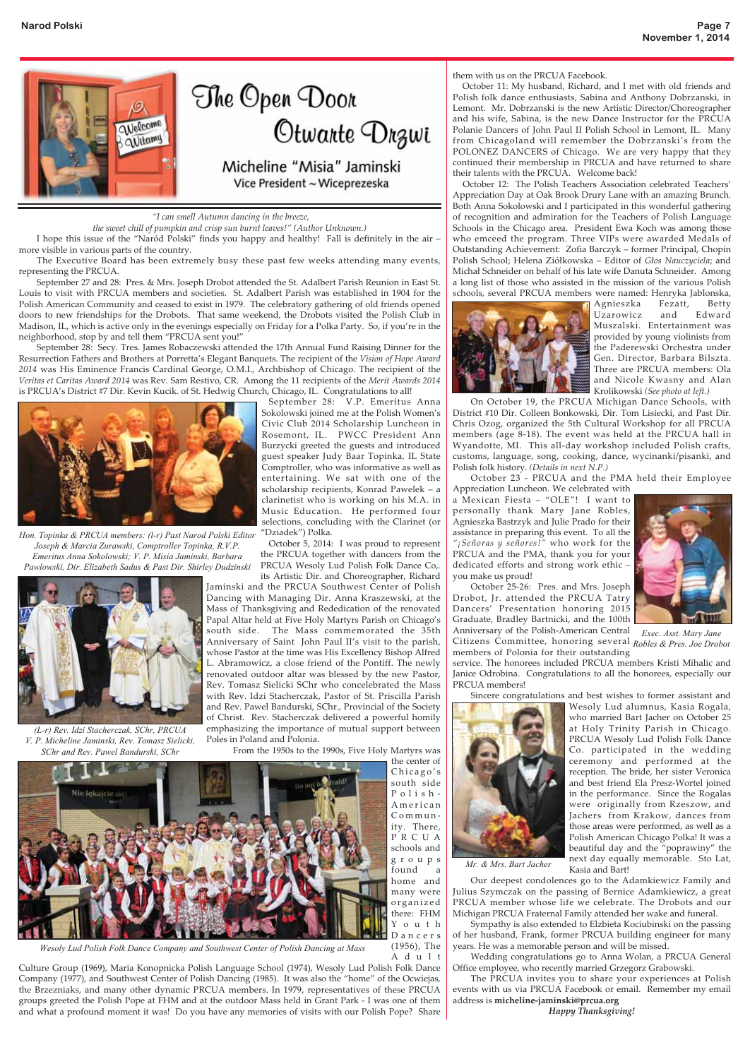# The Open Door
# Otwarte Drzwi

**Micheline "Misia" Jaminski**
**Vice President ~ Wiceprezeska**

*"I can smell Autumn dancing in the breeze, the sweet chill of pumpkin and crisp sun burnt leaves!" (Author Unknown.)*

I hope this issue of the "Naród Polski" finds you happy and healthy! Fall is definitely in the air – more visible in various parts of the country.

The Executive Board has been extremely busy these past few weeks attending many events, representing the PRCUA.

September 27 and 28: Pres. & Mrs. Joseph Drobot attended the St. Adalbert Parish Reunion in East St. Louis to visit with PRCUA members and societies. St. Adalbert Parish was established in 1904 for the Polish American Community and ceased to exist in 1979. The celebratory gathering of old friends opened doors to new friendships for the Drobots. That same weekend, the Drobots visited the Polish Club in Madison, IL, which is active only in the evenings especially on Friday for a Polka Party. So, if you're in the neighborhood, stop by and tell them "PRCUA sent you!"

September 28: Secy. Tres. James Robaczewski attended the 17th Annual Fund Raising Dinner for the Resurrection Fathers and Brothers at Porretta's Elegant Banquets. The recipient of the *Vision of Hope Award 2014* was His Eminence Francis Cardinal George, O.M.I., Archbishop of Chicago. The recipient of the *Veritas et Caritas Award 2014* was Rev. Sam Restivo, CR. Among the 11 recipients of the *Merit Awards 2014* is PRCUA's District #7 Dir. Kevin Kucik. of St. Hedwig Church, Chicago, IL. Congratulations to all!

*Hon. Topinka & PRCUA members: (l-r) Past Narod Polski Editor Joseph & Marcia Zurawski, Comptroller Topinka, R.V.P. Emeritus Anna Sokolowski; V. P. Misia Jaminski, Barbara Pawlowski, Dir. Elizabeth Sadus & Past Dir. Shirley Dudzinski*

September 28: V.P. Emeritus Anna Sokolowski joined me at the Polish Women's Civic Club 2014 Scholarship Luncheon in Rosemont, IL. PWCC President Ann Burzycki greeted the guests and introduced guest speaker Judy Baar Topinka, IL State Comptroller, who was informative as well as entertaining. We sat with one of the scholarship recipients, Konrad Pawelek – a clarinetist who is working on his M.A. in Music Education. He performed four selections, concluding with the Clarinet (or "Dziadek") Polka.

October 5, 2014: I was proud to represent the PRCUA together with dancers from the PRCUA Wesoly Lud Polish Folk Dance Co,. its Artistic Dir. and Choreographer, Richard Jaminski and the PRCUA Southwest Center of Polish Dancing with Managing Dir. Anna Kraszewski, at the Mass of Thanksgiving and Rededication of the renovated Papal Altar held at Five Holy Martyrs Parish on Chicago's south side. The Mass commemorated the 35th Anniversary of Saint John Paul II's visit to the parish, whose Pastor at the time was His Excellency Bishop Alfred L. Abramowicz, a close friend of the Pontiff. The newly renovated outdoor altar was blessed by the new Pastor, Rev. Tomasz Sielicki SChr who concelebrated the Mass with Rev. Idzi Stacherczak, Pastor of St. Priscilla Parish and Rev. Pawel Bandurski, SChr., Provincial of the Society of Christ. Rev. Stacherczak delivered a powerful homily emphasizing the importance of mutual support between Poles in Poland and Polonia.

*(L-r) Rev. Idzi Stacherczak, SChr, PRCUA V. P. Micheline Jaminski, Rev. Tomasz Sielicki, SChr and Rev. Pawel Bandurski, SChr*

From the 1950s to the 1990s, Five Holy Martyrs was the center of Chicago's south side Polish-American Community. There, PRCUA schools and groups found a home and many were organized there: FHM Youth Dancers (1956), The Adult Culture Group (1969), Maria Konopnicka Polish Language School (1974), Wesoly Lud Polish Folk Dance Company (1977), and Southwest Center of Polish Dancing (1985). It was also the "home" of the Ocwiejas, the Brzezniaks, and many other dynamic PRCUA members. In 1979, representatives of these PRCUA groups greeted the Polish Pope at FHM and at the outdoor Mass held in Grant Park - I was one of them and what a profound moment it was! Do you have any memories of visits with our Polish Pope? Share them with us on the PRCUA Facebook.

*Wesoly Lud Polish Folk Dance Company and Southwest Center of Polish Dancing at Mass*

October 11: My husband, Richard, and I met with old friends and Polish folk dance enthusiasts, Sabina and Anthony Dobrzanski, in Lemont. Mr. Dobrzanski is the new Artistic Director/Choreographer and his wife, Sabina, is the new Dance Instructor for the PRCUA Polanie Dancers of John Paul II Polish School in Lemont, IL. Many from Chicagoland will remember the Dobrzanski's from the POLONEZ DANCERS of Chicago. We are very happy that they continued their membership in PRCUA and have returned to share their talents with the PRCUA. Welcome back!

October 12: The Polish Teachers Association celebrated Teachers' Appreciation Day at Oak Brook Drury Lane with an amazing Brunch. Both Anna Sokolowski and I participated in this wonderful gathering of recognition and admiration for the Teachers of Polish Language Schools in the Chicago area. President Ewa Koch was among those who emceed the program. Three VIPs were awarded Medals of Outstanding Achievement: Zofia Barczyk – former Principal, Chopin Polish School; Helena Ziółkowska – Editor of *Głos Nauczyciela*; and Michał Schneider on behalf of his late wife Danuta Schneider. Among a long list of those who assisted in the mission of the various Polish schools, several PRCUA members were named: Henryka Jablonska, Agnieszka Fezatt, Betty Uzarowicz and Edward Muszalski. Entertainment was provided by young violinists from the Paderewski Orchestra under Gen. Director, Barbara Bilszta. Three are PRCUA members: Ola and Nicole Kwasny and Alan Krolikowski *(See photo at left.)*

On October 19, the PRCUA Michigan Dance Schools, with District #10 Dir. Colleen Bonkowski, Dir. Tom Lisiecki, and Past Dir. Chris Ozog, organized the 5th Cultural Workshop for all PRCUA members (see page 8-18). The event was held at the PRCUA hall in Wyandotte, MI. This all-day workshop included Polish crafts, customs, language, soap, cooking, dance, wycinanki/pisanki, and Polish folk history. *(Details in next N.P.)*

October 23 - PRCUA and the PMA held their Employee Appreciation Luncheon. We celebrated with a Mexican Fiesta – "OLE"! I want to personally thank Mary Jane Robles, Agnieszka Bastrzyk and Julie Prado for their assistance in preparing this event. To all the *"¡Señoras y señores!"* who work for the PRCUA and the PMA, thank you for your dedicated efforts and strong work ethic – you make us proud!

*Exec. Asst. Mary Jane Robles & Pres. Joe Drobot*

October 25-26: Pres. and Mrs. Joseph Drobot, Jr. attended the PRCUA Tatry Dancers' Presentation honoring 2015 Graduate, Bradley Bartnicki, and the 100th Anniversary of the Polish-American Central Citizens Committee, honoring several members of Polonia for their outstanding service. The honorees included PRCUA members Kristi Mihalic and Janice Odrobina. Congratulations to all the honorees, especially our PRCUA members!

Sincere congratulations and best wishes to former assistant and Wesoly Lud alumnus, Kasia Rogala, who married Bart Jacher on October 25 at Holy Trinity Parish in Chicago. PRCUA Wesoly Lud Polish Folk Dance Co. participated in the wedding ceremony and performed at the reception. The bride, her sister Veronica and best friend Ela Presz-Wortel joined in the performance. Since the Rogalas were originally from Rzeszow, and Jachers from Krakow, dances from those areas were performed, as well as a Polish American Chicago Polka! It was a beautiful day and the "poprawiny" the next day equally memorable. Sto Lat, Kasia and Bart!

*Mr. & Mrs. Bart Jacher*

Our deepest condolences go to the Adamkiewicz Family and Julius Szymczak on the passing of Bernice Adamkiewicz, a great PRCUA member whose life we celebrate. The Drobots and our Michigan PRCUA Fraternal Family attended her wake and funeral.

Sympathy is also extended to Elzbieta Kociubinski on the passing of her husband, Frank, former PRCUA building engineer for many years. He was a memorable person and will be missed.

Wedding congratulations go to Anna Wolan, a PRCUA General Office employee, who recently married Grzegorz Grabowski.

The PRCUA invites you to share your experiences at Polish events with us via PRCUA Facebook or email. Remember my email address is **micheline-jaminski@prcua.org**

***Happy Thanksgiving!***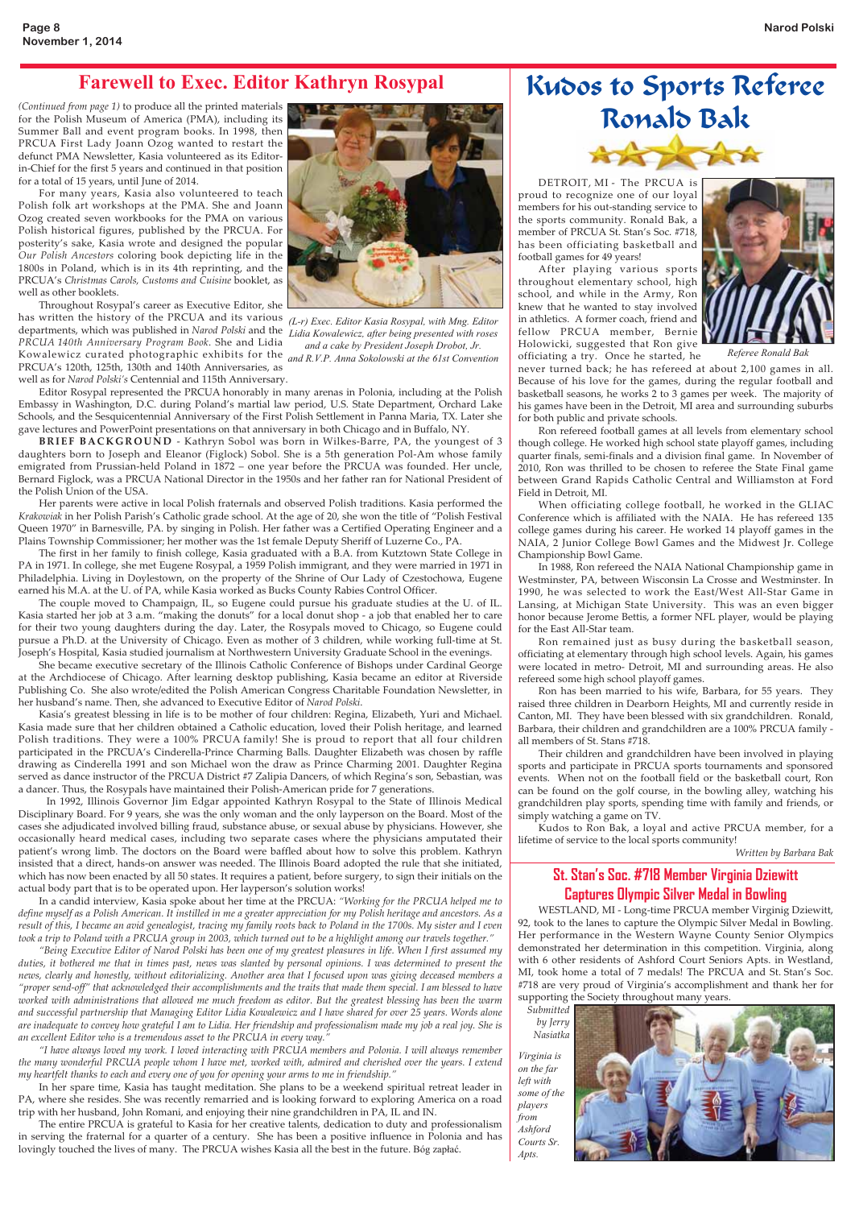# Farewell to Exec. Editor Kathryn Rosypal

*(Continued from page 1)* to produce all the printed materials for the Polish Museum of America (PMA), including its Summer Ball and event program books. In 1998, then PRCUA First Lady Joann Ozog wanted to restart the defunct PMA Newsletter, Kasia volunteered as its Editor-in-Chief for the first 5 years and continued in that position for a total of 15 years, until June of 2014.

For many years, Kasia also volunteered to teach Polish folk art workshops at the PMA. She and Joann Ozog created seven workbooks for the PMA on various Polish historical figures, published by the PRCUA. For posterity's sake, Kasia wrote and designed the popular *Our Polish Ancestors* coloring book depicting life in the 1800s in Poland, which is in its 4th reprinting, and the PRCUA's *Christmas Carols, Customs and Cuisine* booklet, as well as other booklets.

Throughout Rosypal's career as Executive Editor, she has written the history of the PRCUA and its various departments, which was published in *Narod Polski* and the *PRCUA 140th Anniversary Program Book*. She and Lidia Kowalewicz curated photographic exhibits for the PRCUA's 120th, 125th, 130th and 140th Anniversaries, as well as for *Narod Polski's* Centennial and 115th Anniversary.

*(L-r) Exec. Editor Kasia Rosypal, with Mng. Editor Lidia Kowalewicz, after being presented with roses and a cake by President Joseph Drobot, Jr. and R.V.P. Anna Sokolowski at the 61st Convention*

Editor Rosypal represented the PRCUA honorably in many arenas in Polonia, including at the Polish Embassy in Washington, D.C. during Poland's martial law period, U.S. State Department, Orchard Lake Schools, and the Sesquicentennial Anniversary of the First Polish Settlement in Panna Maria, TX. Later she gave lectures and PowerPoint presentations on that anniversary in both Chicago and in Buffalo, NY.

**BRIEF BACKGROUND** - Kathryn Sobol was born in Wilkes-Barre, PA, the youngest of 3 daughters born to Joseph and Eleanor (Figlock) Sobol. She is a 5th generation Pol-Am whose family emigrated from Prussian-held Poland in 1872 – one year before the PRCUA was founded. Her uncle, Bernard Figlock, was a PRCUA National Director in the 1950s and her father ran for National President of the Polish Union of the USA.

Her parents were active in local Polish fraternals and observed Polish traditions. Kasia performed the *Krakowiak* in her Polish Parish's Catholic grade school. At the age of 20, she won the title of "Polish Festival Queen 1970" in Barnesville, PA. by singing in Polish. Her father was a Certified Operating Engineer and a Plains Township Commissioner; her mother was the 1st female Deputy Sheriff of Luzerne Co., PA.

The first in her family to finish college, Kasia graduated with a B.A. from Kutztown State College in PA in 1971. In college, she met Eugene Rosypal, a 1959 Polish immigrant, and they were married in 1971 in Philadelphia. Living in Doylestown, on the property of the Shrine of Our Lady of Czestochowa, Eugene earned his M.A. at the U. of PA, while Kasia worked as Bucks County Rabies Control Officer.

The couple moved to Champaign, IL, so Eugene could pursue his graduate studies at the U. of IL. Kasia started her job at 3 a.m. "making the donuts" for a local donut shop - a job that enabled her to care for their two young daughters during the day. Later, the Rosypals moved to Chicago, so Eugene could pursue a Ph.D. at the University of Chicago. Even as mother of 3 children, while working full-time at St. Joseph's Hospital, Kasia studied journalism at Northwestern University Graduate School in the evenings.

She became executive secretary of the Illinois Catholic Conference of Bishops under Cardinal George at the Archdiocese of Chicago. After learning desktop publishing, Kasia became an editor at Riverside Publishing Co. She also wrote/edited the Polish American Congress Charitable Foundation Newsletter, in her husband's name. Then, she advanced to Executive Editor of *Narod Polski*.

Kasia's greatest blessing in life is to be mother of four children: Regina, Elizabeth, Yuri and Michael. Kasia made sure that her children obtained a Catholic education, loved their Polish heritage, and learned Polish traditions. They were a 100% PRCUA family! She is proud to report that all four children participated in the PRCUA's Cinderella-Prince Charming Balls. Daughter Elizabeth was chosen by raffle drawing as Cinderella 1991 and son Michael won the draw as Prince Charming 2001. Daughter Regina served as dance instructor of the PRCUA District #7 Zalipia Dancers, of which Regina's son, Sebastian, was a dancer. Thus, the Rosypals have maintained their Polish-American pride for 7 generations.

In 1992, Illinois Governor Jim Edgar appointed Kathryn Rosypal to the State of Illinois Medical Disciplinary Board. For 9 years, she was the only woman and the only layperson on the Board. Most of the cases she adjudicated involved billing fraud, substance abuse, or sexual abuse by physicians. However, she occasionally heard medical cases, including two separate cases where the physicians amputated their patient's wrong limb. The doctors on the Board were baffled about how to solve this problem. Kathryn insisted that a direct, hands-on answer was needed. The Illinois Board adopted the rule that she initiated, which has now been enacted by all 50 states. It requires a patient, before surgery, to sign their initials on the actual body part that is to be operated upon. Her layperson's solution works!

In a candid interview, Kasia spoke about her time at the PRCUA: *"Working for the PRCUA helped me to define myself as a Polish American. It instilled in me a greater appreciation for my Polish heritage and ancestors. As a result of this, I became an avid genealogist, tracing my family roots back to Poland in the 1700s. My sister and I even took a trip to Poland with a PRCUA group in 2003, which turned out to be a highlight among our travels together."*

*"Being Executive Editor of Narod Polski has been one of my greatest pleasures in life. When I first assumed my duties, it bothered me that in times past, news was slanted by personal opinions. I was determined to present the news, clearly and honestly, without editorializing. Another area that I focused upon was giving deceased members a "proper send-off" that acknowledged their accomplishments and the traits that made them special. I am blessed to have worked with administrations that allowed me much freedom as editor. But the greatest blessing has been the warm and successful partnership that Managing Editor Lidia Kowalewicz and I have shared for over 25 years. Words alone are inadequate to convey how grateful I am to Lidia. Her friendship and professionalism made my job a real joy. She is an excellent Editor who is a tremendous asset to the PRCUA in every way."*

*"I have always loved my work. I loved interacting with PRCUA members and Polonia. I will always remember the many wonderful PRCUA people whom I have met, worked with, admired and cherished over the years. I extend my heartfelt thanks to each and every one of you for opening your arms to me in friendship."*

In her spare time, Kasia has taught meditation. She plans to be a weekend spiritual retreat leader in PA, where she resides. She was recently remarried and is looking forward to exploring America on a road trip with her husband, John Romani, and enjoying their nine grandchildren in PA, IL and IN.

The entire PRCUA is grateful to Kasia for her creative talents, dedication to duty and professionalism in serving the fraternal for a quarter of a century. She has been a positive influence in Polonia and has lovingly touched the lives of many. The PRCUA wishes Kasia all the best in the future. Bóg zapłać.

# Kudos to Sports Referee Ronald Bak

DETROIT, MI - The PRCUA is proud to recognize one of our loyal members for his out-standing service to the sports community. Ronald Bak, a member of PRCUA St. Stan's Soc. #718, has been officiating basketball and football games for 49 years!

After playing various sports throughout elementary school, high school, and while in the Army, Ron knew that he wanted to stay involved in athletics. A former coach, friend and fellow PRCUA member, Bernie Holowicki, suggested that Ron give officiating a try. Once he started, he never turned back; he has refereed at about 2,100 games in all. Because of his love for the games, during the regular football and basketball seasons, he works 2 to 3 games per week. The majority of his games have been in the Detroit, MI area and surrounding suburbs for both public and private schools.

*Referee Ronald Bak*

Ron refereed football games at all levels from elementary school though college. He worked high school state playoff games, including quarter finals, semi-finals and a division final game. In November of 2010, Ron was thrilled to be chosen to referee the State Final game between Grand Rapids Catholic Central and Williamston at Ford Field in Detroit, MI.

When officiating college football, he worked in the GLIAC Conference which is affiliated with the NAIA. He has refereed 135 college games during his career. He worked 14 playoff games in the NAIA, 2 Junior College Bowl Games and the Midwest Jr. College Championship Bowl Game.

In 1988, Ron refereed the NAIA National Championship game in Westminster, PA, between Wisconsin La Crosse and Westminster. In 1990, he was selected to work the East/West All-Star Game in Lansing, at Michigan State University. This was an even bigger honor because Jerome Bettis, a former NFL player, would be playing for the East All-Star team.

Ron remained just as busy during the basketball season, officiating at elementary through high school levels. Again, his games were located in metro- Detroit, MI and surrounding areas. He also refereed some high school playoff games.

Ron has been married to his wife, Barbara, for 55 years. They raised three children in Dearborn Heights, MI and currently reside in Canton, MI. They have been blessed with six grandchildren. Ronald, Barbara, their children and grandchildren are a 100% PRCUA family - all members of St. Stans #718.

Their children and grandchildren have been involved in playing sports and participate in PRCUA sports tournaments and sponsored events. When not on the football field or the basketball court, Ron can be found on the golf course, in the bowling alley, watching his grandchildren play sports, spending time with family and friends, or simply watching a game on TV.

Kudos to Ron Bak, a loyal and active PRCUA member, for a lifetime of service to the local sports community!

*Written by Barbara Bak*

## St. Stan's Soc. #718 Member Virginia Dziewitt Captures Olympic Silver Medal in Bowling

WESTLAND, MI - Long-time PRCUA member Virginig Dziewitt, 92, took to the lanes to capture the Olympic Silver Medal in Bowling. Her performance in the Western Wayne County Senior Olympics displayed her determination in this competition. Virginia, along with 6 other residents of Ashford Court Seniors Apts. in Westland, MI, took home a total of 7 medals! The PRCUA and St. Stan's Soc. #718 are very proud of Virginia's accomplishment and thank her for supporting the Society throughout many years.

*Submitted by Jerry Nasiatka*

*Virginia is on the far left with some of the players from Ashford Courts Sr. Apts.*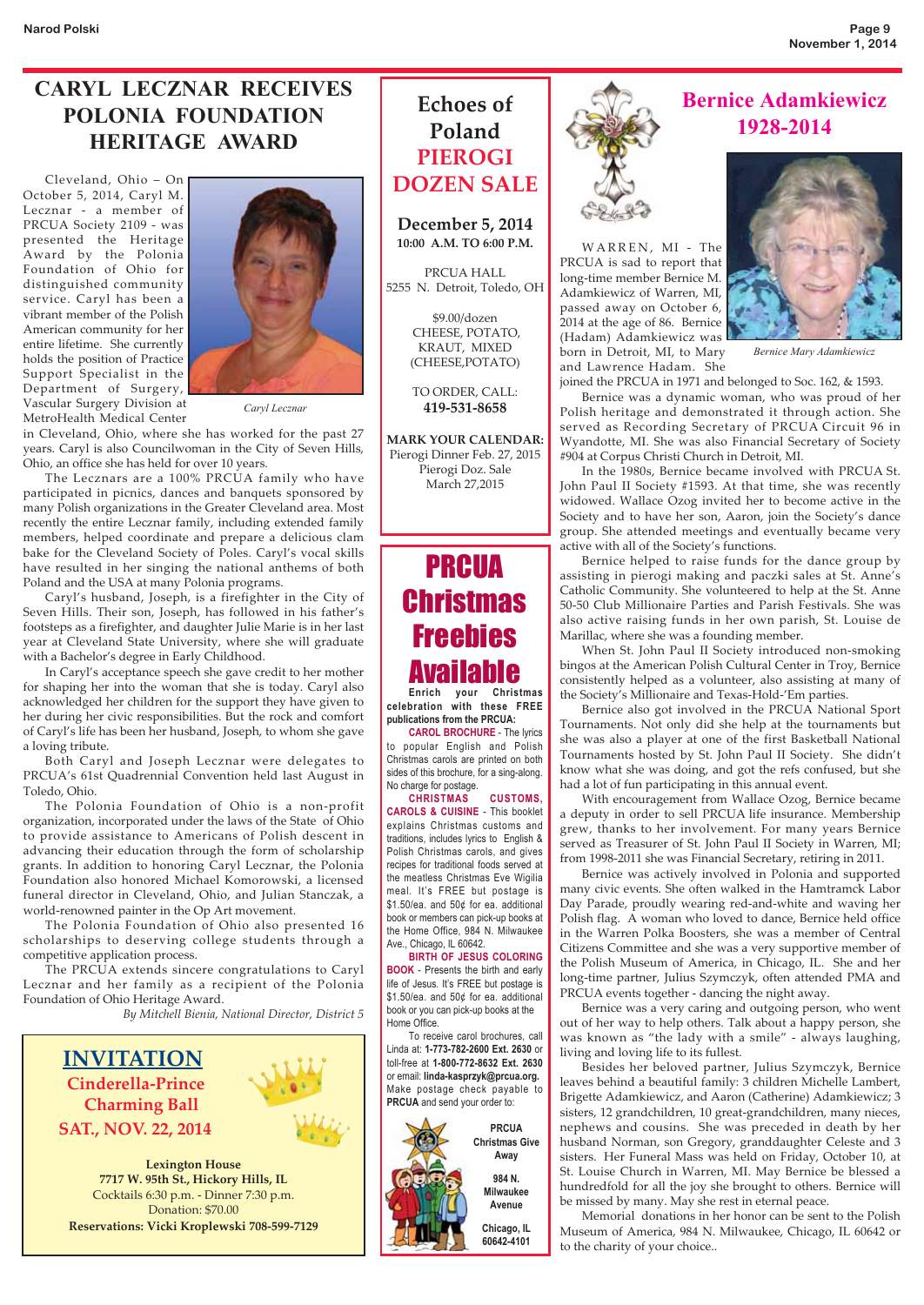# CARYL LECZNAR RECEIVES POLONIA FOUNDATION HERITAGE AWARD

Cleveland, Ohio – On October 5, 2014, Caryl M. Lecznar - a member of PRCUA Society 2109 - was presented the Heritage Award by the Polonia Foundation of Ohio for distinguished community service. Caryl has been a vibrant member of the Polish American community for her entire lifetime. She currently holds the position of Practice Support Specialist in the Department of Surgery, Vascular Surgery Division at MetroHealth Medical Center in Cleveland, Ohio, where she has worked for the past 27 years. Caryl is also Councilwoman in the City of Seven Hills, Ohio, an office she has held for over 10 years.

*Caryl Lecznar*

The Lecznars are a 100% PRCUA family who have participated in picnics, dances and banquets sponsored by many Polish organizations in the Greater Cleveland area. Most recently the entire Lecznar family, including extended family members, helped coordinate and prepare a delicious clam bake for the Cleveland Society of Poles. Caryl's vocal skills have resulted in her singing the national anthems of both Poland and the USA at many Polonia programs.

Caryl's husband, Joseph, is a firefighter in the City of Seven Hills. Their son, Joseph, has followed in his father's footsteps as a firefighter, and daughter Julie Marie is in her last year at Cleveland State University, where she will graduate with a Bachelor's degree in Early Childhood.

In Caryl's acceptance speech she gave credit to her mother for shaping her into the woman that she is today. Caryl also acknowledged her children for the support they have given to her during her civic responsibilities. But the rock and comfort of Caryl's life has been her husband, Joseph, to whom she gave a loving tribute.

Both Caryl and Joseph Lecznar were delegates to PRCUA's 61st Quadrennial Convention held last August in Toledo, Ohio.

The Polonia Foundation of Ohio is a non-profit organization, incorporated under the laws of the State of Ohio to provide assistance to Americans of Polish descent in advancing their education through the form of scholarship grants. In addition to honoring Caryl Lecznar, the Polonia Foundation also honored Michael Komorowski, a licensed funeral director in Cleveland, Ohio, and Julian Stanczak, a world-renowned painter in the Op Art movement.

The Polonia Foundation of Ohio also presented 16 scholarships to deserving college students through a competitive application process.

The PRCUA extends sincere congratulations to Caryl Lecznar and her family as a recipient of the Polonia Foundation of Ohio Heritage Award.

*By Mitchell Bienia, National Director, District 5*

## INVITATION

**Cinderella-Prince Charming Ball**

**SAT., NOV. 22, 2014**

**Lexington House**
**7717 W. 95th St., Hickory Hills, IL**
Cocktails 6:30 p.m. - Dinner 7:30 p.m.
Donation: $70.00
**Reservations: Vicki Kroplewski 708-599-7129**

## Echoes of Poland PIEROGI DOZEN SALE

**December 5, 2014**
**10:00 A.M. TO 6:00 P.M.**

PRCUA HALL
5255 N. Detroit, Toledo, OH

$9.00/dozen
CHEESE, POTATO, KRAUT, MIXED (CHEESE,POTATO)

TO ORDER, CALL:
**419-531-8658**

**MARK YOUR CALENDAR:**
Pierogi Dinner Feb. 27, 2015
Pierogi Doz. Sale
March 27,2015

## PRCUA Christmas Freebies Available

**Enrich your Christmas celebration with these FREE publications from the PRCUA:**

**CAROL BROCHURE** - The lyrics to popular English and Polish Christmas carols are printed on both sides of this brochure, for a sing-along. No charge for postage.

**CHRISTMAS CUSTOMS, CAROLS & CUISINE** - This booklet explains Christmas customs and traditions, includes lyrics to English & Polish Christmas carols, and gives recipes for traditional foods served at the meatless Christmas Eve Wigilia meal. It's FREE but postage is $1.50/ea. and 50¢ for ea. additional book or members can pick-up books at the Home Office, 984 N. Milwaukee Ave., Chicago, IL 60642.

**BIRTH OF JESUS COLORING BOOK** - Presents the birth and early life of Jesus. It's FREE but postage is $1.50/ea. and 50¢ for ea. additional book or you can pick-up books at the Home Office.

To receive carol brochures, call Linda at: **1-773-782-2600 Ext. 2630** or toll-free at **1-800-772-8632 Ext. 2630** or email: **linda-kasprzyk@prcua.org.** Make postage check payable to **PRCUA** and send your order to:

**PRCUA Christmas Give Away**
**984 N. Milwaukee Avenue**
**Chicago, IL 60642-4101**

# Bernice Adamkiewicz 1928-2014

WARREN, MI - The PRCUA is sad to report that long-time member Bernice M. Adamkiewicz of Warren, MI, passed away on October 6, 2014 at the age of 86. Bernice (Hadam) Adamkiewicz was born in Detroit, MI, to Mary and Lawrence Hadam. She joined the PRCUA in 1971 and belonged to Soc. 162, & 1593.

*Bernice Mary Adamkiewicz*

Bernice was a dynamic woman, who was proud of her Polish heritage and demonstrated it through action. She served as Recording Secretary of PRCUA Circuit 96 in Wyandotte, MI. She was also Financial Secretary of Society #904 at Corpus Christi Church in Detroit, MI.

In the 1980s, Bernice became involved with PRCUA St. John Paul II Society #1593. At that time, she was recently widowed. Wallace Ozog invited her to become active in the Society and to have her son, Aaron, join the Society's dance group. She attended meetings and eventually became very active with all of the Society's functions.

Bernice helped to raise funds for the dance group by assisting in pierogi making and paczki sales at St. Anne's Catholic Community. She volunteered to help at the St. Anne 50-50 Club Millionaire Parties and Parish Festivals. She was also active raising funds in her own parish, St. Louise de Marillac, where she was a founding member.

When St. John Paul II Society introduced non-smoking bingos at the American Polish Cultural Center in Troy, Bernice consistently helped as a volunteer, also assisting at many of the Society's Millionaire and Texas-Hold-'Em parties.

Bernice also got involved in the PRCUA National Sport Tournaments. Not only did she help at the tournaments but she was also a player at one of the first Basketball National Tournaments hosted by St. John Paul II Society. She didn't know what she was doing, and got the refs confused, but she had a lot of fun participating in this annual event.

With encouragement from Wallace Ozog, Bernice became a deputy in order to sell PRCUA insurance. Membership grew, thanks to her involvement. For many years Bernice served as Treasurer of St. John Paul II Society in Warren, MI; from 1998-2011 she was Financial Secretary, retiring in 2011.

Bernice was actively involved in Polonia and supported many civic events. She often walked in the Hamtramck Labor Day Parade, proudly wearing red-and-white and waving her Polish flag. A woman who loved to dance, Bernice held office in the Warren Polka Boosters, she was a member of Central Citizens Committee and she was a very supportive member of the Polish Museum of America, in Chicago, IL. She and her long-time partner, Julius Szymczyk, often attended PMA and PRCUA events together - dancing the night away.

Bernice was a very caring and outgoing person, who went out of her way to help others. Talk about a happy person, she was known as "the lady with a smile" - always laughing, living and loving life to its fullest.

Besides her beloved partner, Julius Szymczyk, Bernice leaves behind a beautiful family: 3 children Michelle Lambert, Brigette Adamkiewicz, and Aaron (Catherine) Adamkiewicz; 3 sisters, 12 grandchildren, 10 great-grandchildren, many nieces, nephews and cousins. She was preceded in death by her husband Norman, son Gregory, granddaughter Celeste and 3 sisters. Her Funeral Mass was held on Friday, October 10, at St. Louise Church in Warren, MI. May Bernice be blessed a hundredfold for all the joy she brought to others. Bernice will be missed by many. May she rest in eternal peace.

Memorial donations in her honor can be sent to the Polish Museum of America, 984 N. Milwaukee, Chicago, IL 60642 or to the charity of your choice..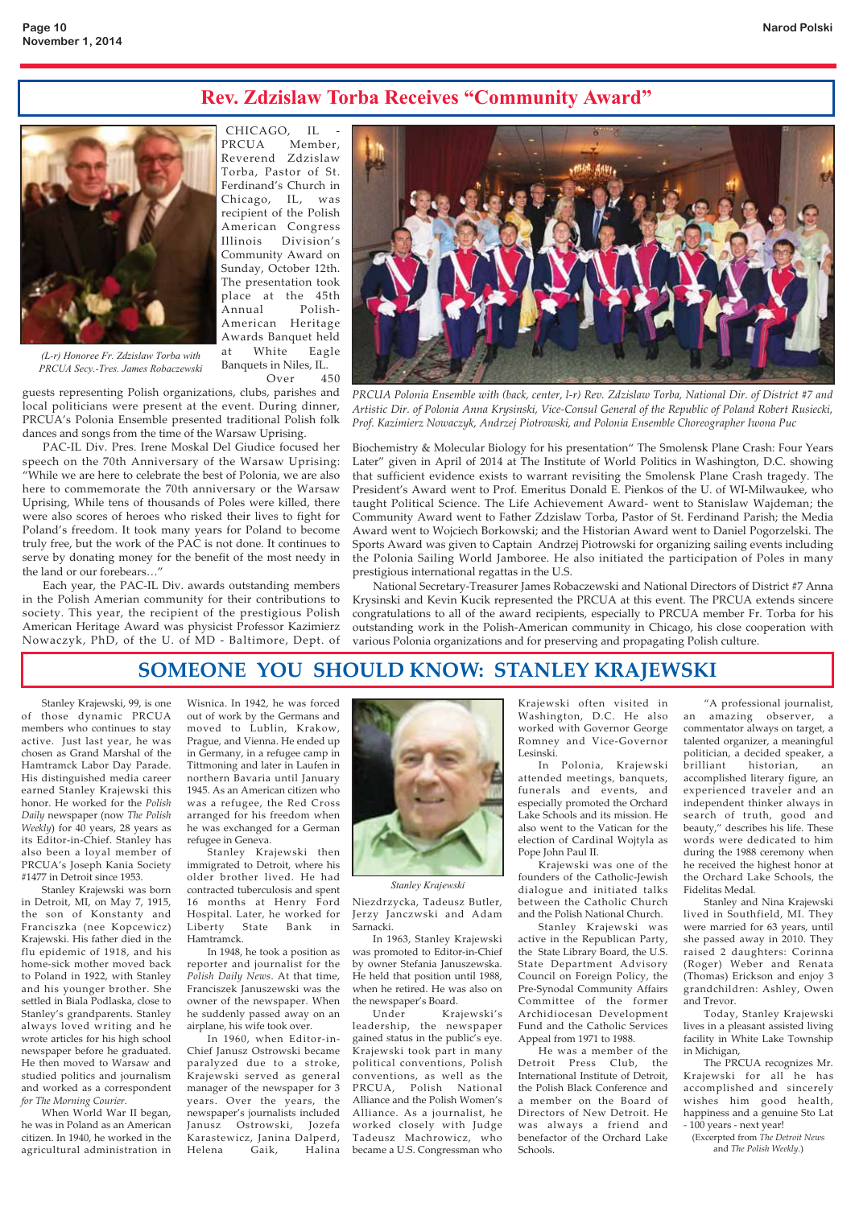## Rev. Zdzislaw Torba Receives "Community Award"

*(L-r) Honoree Fr. Zdzislaw Torba with PRCUA Secy.-Tres. James Robaczewski*

CHICAGO, IL - PRCUA Member, Reverend Zdzislaw Torba, Pastor of St. Ferdinand's Church in Chicago, IL, was recipient of the Polish American Congress Illinois Division's Community Award on Sunday, October 12th. The presentation took place at the 45th Annual Polish-American Heritage Awards Banquet held at White Eagle Banquets in Niles, IL. Over 450 guests representing Polish organizations, clubs, parishes and local politicians were present at the event. During dinner, PRCUA's Polonia Ensemble presented traditional Polish folk dances and songs from the time of the Warsaw Uprising.

PAC-IL Div. Pres. Irene Moskal Del Giudice focused her speech on the 70th Anniversary of the Warsaw Uprising: "While we are here to celebrate the best of Polonia, we are also here to commemorate the 70th anniversary or the Warsaw Uprising, While tens of thousands of Poles were killed, there were also scores of heroes who risked their lives to fight for Poland's freedom. It took many years for Poland to become truly free, but the work of the PAC is not done. It continues to serve by donating money for the benefit of the most needy in the land or our forebears…"

Each year, the PAC-IL Div. awards outstanding members in the Polish Amerian community for their contributions to society. This year, the recipient of the prestigious Polish American Heritage Award was physicist Professor Kazimierz Nowaczyk, PhD, of the U. of MD - Baltimore, Dept. of Biochemistry & Molecular Biology for his presentation" The Smolensk Plane Crash: Four Years Later" given in April of 2014 at The Institute of World Politics in Washington, D.C. showing that sufficient evidence exists to warrant revisiting the Smolensk Plane Crash tragedy. The President's Award went to Prof. Emeritus Donald E. Pienkos of the U. of WI-Milwaukee, who taught Political Science. The Life Achievement Award- went to Stanislaw Wajdeman; the Community Award went to Father Zdzislaw Torba, Pastor of St. Ferdinand Parish; the Media Award went to Wojciech Borkowski; and the Historian Award went to Daniel Pogorzelski. The Sports Award was given to Captain Andrzej Piotrowski for organizing sailing events including the Polonia Sailing World Jamboree. He also initiated the participation of Poles in many prestigious international regattas in the U.S.

*PRCUA Polonia Ensemble with (back, center, l-r) Rev. Zdzislaw Torba, National Dir. of District #7 and Artistic Dir. of Polonia Anna Krysinski, Vice-Consul General of the Republic of Poland Robert Rusiecki, Prof. Kazimierz Nowaczyk, Andrzej Piotrowski, and Polonia Ensemble Choreographer Iwona Puc*

National Secretary-Treasurer James Robaczewski and National Directors of District #7 Anna Krysinski and Kevin Kucik represented the PRCUA at this event. The PRCUA extends sincere congratulations to all of the award recipients, especially to PRCUA member Fr. Torba for his outstanding work in the Polish-American community in Chicago, his close cooperation with various Polonia organizations and for preserving and propagating Polish culture.

## SOMEONE YOU SHOULD KNOW: STANLEY KRAJEWSKI

Stanley Krajewski, 99, is one of those dynamic PRCUA members who continues to stay active. Just last year, he was chosen as Grand Marshal of the Hamtramck Labor Day Parade. His distinguished media career earned Stanley Krajewski this honor. He worked for the *Polish Daily* newspaper (now *The Polish Weekly*) for 40 years, 28 years as its Editor-in-Chief. Stanley has also been a loyal member of PRCUA's Joseph Kania Society #1477 in Detroit since 1953.

Stanley Krajewski was born in Detroit, MI, on May 7, 1915, the son of Konstanty and Franciszka (nee Kopcewicz) Krajewski. His father died in the flu epidemic of 1918, and his home-sick mother moved back to Poland in 1922, with Stanley and his younger brother. She settled in Biala Podlaska, close to Stanley's grandparents. Stanley always loved writing and he wrote articles for his high school newspaper before he graduated. He then moved to Warsaw and studied politics and journalism and worked as a correspondent *for The Morning Courier*.

When World War II began, he was in Poland as an American citizen. In 1940, he worked in the agricultural administration in Wisnica. In 1942, he was forced out of work by the Germans and moved to Lublin, Krakow, Prague, and Vienna. He ended up in Germany, in a refugee camp in Tittmoning and later in Laufen in northern Bavaria until January 1945. As an American citizen who was a refugee, the Red Cross arranged for his freedom when he was exchanged for a German refugee in Geneva.

Stanley Krajewski then immigrated to Detroit, where his older brother lived. He had contracted tuberculosis and spent 16 months at Henry Ford Hospital. Later, he worked for Liberty State Bank in Hamtramck.

In 1948, he took a position as reporter and journalist for the *Polish Daily News*. At that time, Franciszek Januszewski was the owner of the newspaper. When he suddenly passed away on an airplane, his wife took over.

In 1960, when Editor-in-Chief Janusz Ostrowski became paralyzed due to a stroke, Krajewski served as general manager of the newspaper for 3 years. Over the years, the newspaper's journalists included Janusz Ostrowski, Jozefa Karastewicz, Janina Dalperd, Helena Gaik, Halina Niezdrzycka, Tadeusz Butler, Jerzy Janczwski and Adam Sarnacki.

*Stanley Krajewski*

In 1963, Stanley Krajewski was promoted to Editor-in-Chief by owner Stefania Januszewska. He held that position until 1988, when he retired. He was also on the newspaper's Board.

Under Krajewski's leadership, the newspaper gained status in the public's eye. Krajewski took part in many political conventions, Polish conventions, as well as the PRCUA, Polish National Alliance and the Polish Women's Alliance. As a journalist, he worked closely with Judge Tadeusz Machrowicz, who became a U.S. Congressman who Krajewski often visited in Washington, D.C. He also worked with Governor George Romney and Vice-Governor Lesinski.

In Polonia, Krajewski attended meetings, banquets, funerals and events, and especially promoted the Orchard Lake Schools and its mission. He also went to the Vatican for the election of Cardinal Wojtyla as Pope John Paul II.

Krajewski was one of the founders of the Catholic-Jewish dialogue and initiated talks between the Catholic Church and the Polish National Church.

Stanley Krajewski was active in the Republican Party, the State Library Board, the U.S. State Department Advisory Council on Foreign Policy, the Pre-Synodal Community Affairs Committee of the former Archidiocesan Development Fund and the Catholic Services Appeal from 1971 to 1988.

He was a member of the Detroit Press Club, the International Institute of Detroit, the Polish Black Conference and a member on the Board of Directors of New Detroit. He was always a friend and benefactor of the Orchard Lake Schools.

"A professional journalist, an amazing observer, a commentator always on target, a talented organizer, a meaningful politician, a decided speaker, a brilliant historian, an accomplished literary figure, an experienced traveler and an independent thinker always in search of truth, good and beauty," describes his life. These words were dedicated to him during the 1988 ceremony when he received the highest honor at the Orchard Lake Schools, the Fidelitas Medal.

Stanley and Nina Krajewski lived in Southfield, MI. They were married for 63 years, until she passed away in 2010. They raised 2 daughters: Corinna (Roger) Weber and Renata (Thomas) Erickson and enjoy 3 grandchildren: Ashley, Owen and Trevor.

Today, Stanley Krajewski lives in a pleasant assisted living facility in White Lake Township in Michigan,

The PRCUA recognizes Mr. Krajewski for all he has accomplished and sincerely wishes him good health, happiness and a genuine Sto Lat - 100 years - next year!

(Excerpted from *The Detroit News* and *The Polish Weekly*.)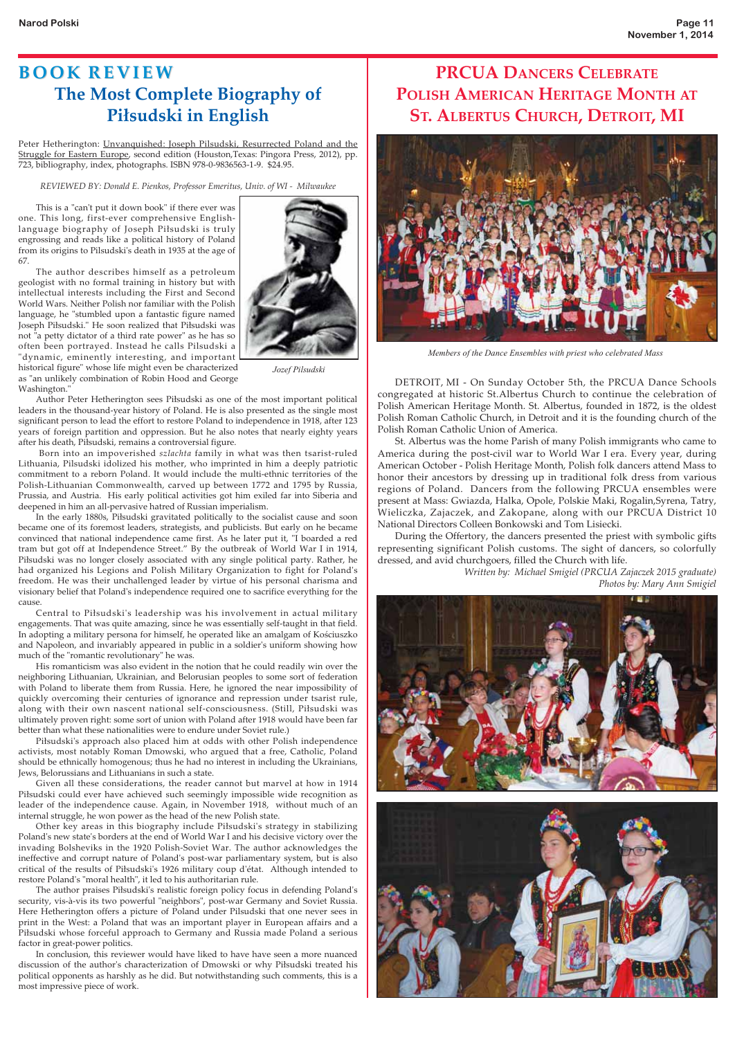# BOOK REVIEW

## The Most Complete Biography of Piłsudski in English

Peter Hetherington: Unvanquished: Joseph Pilsudski, Resurrected Poland and the Struggle for Eastern Europe, second edition (Houston,Texas: Pingora Press, 2012), pp. 723, bibliography, index, photographs. ISBN 978-0-9836563-1-9. $24.95.

*REVIEWED BY: Donald E. Pienkos, Professor Emeritus, Univ. of WI - Milwaukee*

This is a "can't put it down book" if there ever was one. This long, first-ever comprehensive English-language biography of Joseph Piłsudski is truly engrossing and reads like a political history of Poland from its origins to Pilsudski's death in 1935 at the age of 67.

*Jozef Pilsudski*

The author describes himself as a petroleum geologist with no formal training in history but with intellectual interests including the First and Second World Wars. Neither Polish nor familiar with the Polish language, he "stumbled upon a fantastic figure named Joseph Piłsudski." He soon realized that Piłsudski was not "a petty dictator of a third rate power" as he has so often been portrayed. Instead he calls Pilsudski a "dynamic, eminently interesting, and important historical figure" whose life might even be characterized as "an unlikely combination of Robin Hood and George Washington."

Author Peter Hetherington sees Piłsudski as one of the most important political leaders in the thousand-year history of Poland. He is also presented as the single most significant person to lead the effort to restore Poland to independence in 1918, after 123 years of foreign partition and oppression. But he also notes that nearly eighty years after his death, Piłsudski, remains a controversial figure.

Born into an impoverished *szlachta* family in what was then tsarist-ruled Lithuania, Pilsudski idolized his mother, who imprinted in him a deeply patriotic commitment to a reborn Poland. It would include the multi-ethnic territories of the Polish-Lithuanian Commonwealth, carved up between 1772 and 1795 by Russia, Prussia, and Austria. His early political activities got him exiled far into Siberia and deepened in him an all-pervasive hatred of Russian imperialism.

In the early 1880s, Piłsudski gravitated politically to the socialist cause and soon became one of its foremost leaders, strategists, and publicists. But early on he became convinced that national independence came first. As he later put it, "I boarded a red tram but got off at Independence Street." By the outbreak of World War I in 1914, Piłsudski was no longer closely associated with any single political party. Rather, he had organized his Legions and Polish Military Organization to fight for Poland's freedom. He was their unchallenged leader by virtue of his personal charisma and visionary belief that Poland's independence required one to sacrifice everything for the cause.

Central to Piłsudski's leadership was his involvement in actual military engagements. That was quite amazing, since he was essentially self-taught in that field. In adopting a military persona for himself, he operated like an amalgam of Kościuszko and Napoleon, and invariably appeared in public in a soldier's uniform showing how much of the "romantic revolutionary" he was.

His romanticism was also evident in the notion that he could readily win over the neighboring Lithuanian, Ukrainian, and Belorusian peoples to some sort of federation with Poland to liberate them from Russia. Here, he ignored the near impossibility of quickly overcoming their centuries of ignorance and repression under tsarist rule, along with their own nascent national self-consciousness. (Still, Piłsudski was ultimately proven right: some sort of union with Poland after 1918 would have been far better than what these nationalities were to endure under Soviet rule.)

Piłsudski's approach also placed him at odds with other Polish independence activists, most notably Roman Dmowski, who argued that a free, Catholic, Poland should be ethnically homogenous; thus he had no interest in including the Ukrainians, Jews, Belorussians and Lithuanians in such a state.

Given all these considerations, the reader cannot but marvel at how in 1914 Piłsudski could ever have achieved such seemingly impossible wide recognition as leader of the independence cause. Again, in November 1918, without much of an internal struggle, he won power as the head of the new Polish state.

Other key areas in this biography include Piłsudski's strategy in stabilizing Poland's new state's borders at the end of World War I and his decisive victory over the invading Bolsheviks in the 1920 Polish-Soviet War. The author acknowledges the ineffective and corrupt nature of Poland's post-war parliamentary system, but is also critical of the results of Piłsudski's 1926 military coup d'état. Although intended to restore Poland's "moral health", it led to his authoritarian rule.

The author praises Piłsudski's realistic foreign policy focus in defending Poland's security, vis-à-vis its two powerful "neighbors", post-war Germany and Soviet Russia. Here Hetherington offers a picture of Poland under Pilsudski that one never sees in print in the West: a Poland that was an important player in European affairs and a Piłsudski whose forceful approach to Germany and Russia made Poland a serious factor in great-power politics.

In conclusion, this reviewer would have liked to have have seen a more nuanced discussion of the author's characterization of Dmowski or why Piłsudski treated his political opponents as harshly as he did. But notwithstanding such comments, this is a most impressive piece of work.

# PRCUA Dancers Celebrate Polish American Heritage Month at St. Albertus Church, Detroit, MI

*Members of the Dance Ensembles with priest who celebrated Mass*

DETROIT, MI - On Sunday October 5th, the PRCUA Dance Schools congregated at historic St.Albertus Church to continue the celebration of Polish American Heritage Month. St. Albertus, founded in 1872, is the oldest Polish Roman Catholic Church, in Detroit and it is the founding church of the Polish Roman Catholic Union of America.

St. Albertus was the home Parish of many Polish immigrants who came to America during the post-civil war to World War I era. Every year, during American October - Polish Heritage Month, Polish folk dancers attend Mass to honor their ancestors by dressing up in traditional folk dress from various regions of Poland. Dancers from the following PRCUA ensembles were present at Mass: Gwiazda, Halka, Opole, Polskie Maki, Rogalin,Syrena, Tatry, Wieliczka, Zajaczek, and Zakopane, along with our PRCUA District 10 National Directors Colleen Bonkowski and Tom Lisiecki.

During the Offertory, the dancers presented the priest with symbolic gifts representing significant Polish customs. The sight of dancers, so colorfully dressed, and avid churchgoers, filled the Church with life.

*Written by: Michael Smigiel (PRCUA Zajaczek 2015 graduate)*
*Photos by: Mary Ann Smigiel*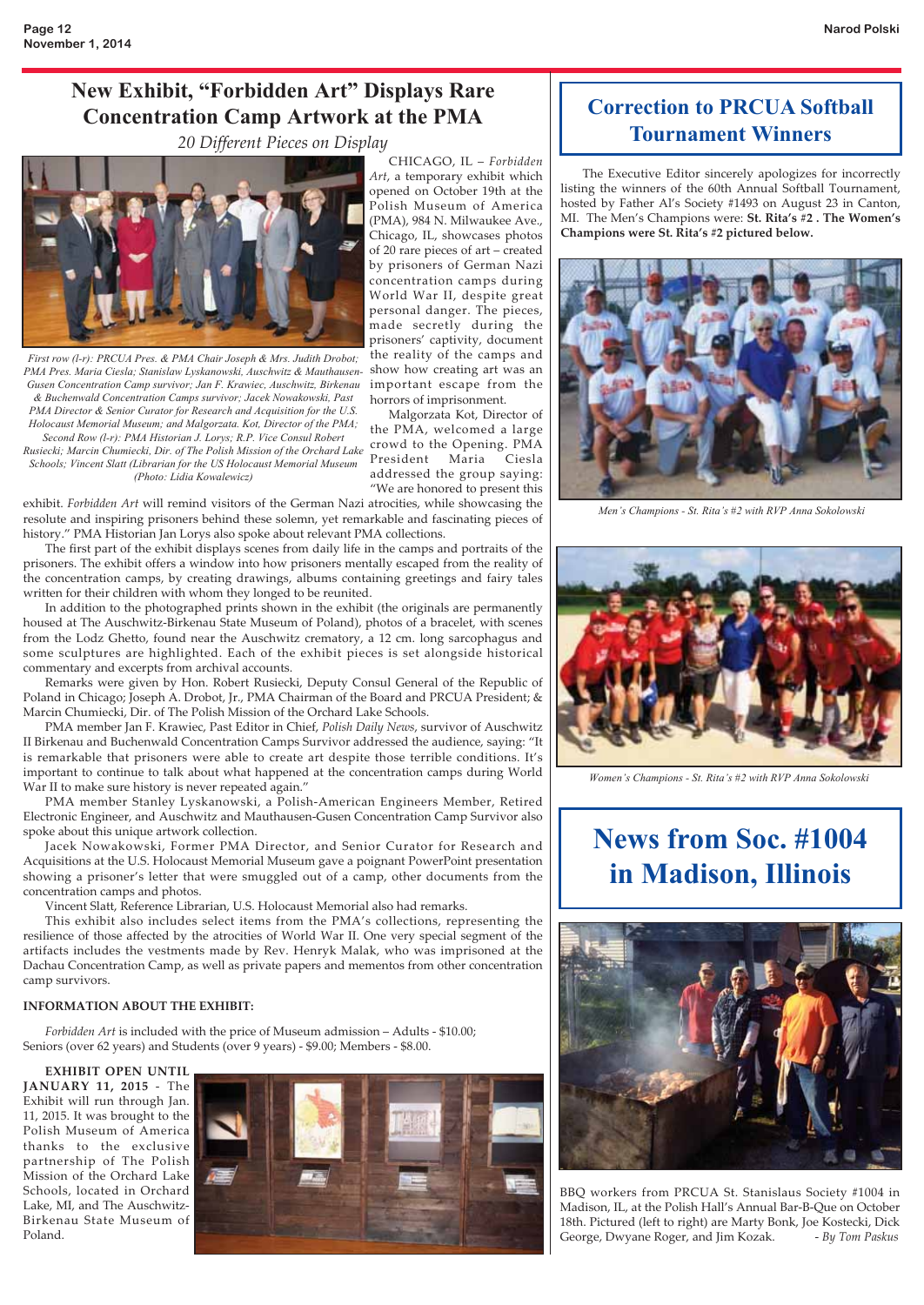# New Exhibit, "Forbidden Art" Displays Rare Concentration Camp Artwork at the PMA

*20 Different Pieces on Display*

*First row (l-r): PRCUA Pres. & PMA Chair Joseph & Mrs. Judith Drobot; PMA Pres. Maria Ciesla; Stanislaw Lyskanowski, Auschwitz & Mauthausen-Gusen Concentration Camp survivor; Jan F. Krawiec, Auschwitz, Birkenau & Buchenwald Concentration Camps survivor; Jacek Nowakowski, Past PMA Director & Senior Curator for Research and Acquisition for the U.S. Holocaust Memorial Museum; and Malgorzata. Kot, Director of the PMA; Second Row (l-r): PMA Historian J. Lorys; R.P. Vice Consul Robert Rusiecki; Marcin Chumiecki, Dir. of The Polish Mission of the Orchard Lake Schools; Vincent Slatt (Librarian for the US Holocaust Memorial Museum (Photo: Lidia Kowalewicz)*

CHICAGO, IL – *Forbidden Art*, a temporary exhibit which opened on October 19th at the Polish Museum of America (PMA), 984 N. Milwaukee Ave., Chicago, IL, showcases photos of 20 rare pieces of art – created by prisoners of German Nazi concentration camps during World War II, despite great personal danger. The pieces, made secretly during the prisoners' captivity, document the reality of the camps and show how creating art was an important escape from the horrors of imprisonment.

Malgorzata Kot, Director of the PMA, welcomed a large crowd to the Opening. PMA President Maria Ciesla addressed the group saying: "We are honored to present this exhibit. *Forbidden Art* will remind visitors of the German Nazi atrocities, while showcasing the resolute and inspiring prisoners behind these solemn, yet remarkable and fascinating pieces of history." PMA Historian Jan Lorys also spoke about relevant PMA collections.

The first part of the exhibit displays scenes from daily life in the camps and portraits of the prisoners. The exhibit offers a window into how prisoners mentally escaped from the reality of the concentration camps, by creating drawings, albums containing greetings and fairy tales written for their children with whom they longed to be reunited.

In addition to the photographed prints shown in the exhibit (the originals are permanently housed at The Auschwitz-Birkenau State Museum of Poland), photos of a bracelet, with scenes from the Lodz Ghetto, found near the Auschwitz crematory, a 12 cm. long sarcophagus and some sculptures are highlighted. Each of the exhibit pieces is set alongside historical commentary and excerpts from archival accounts.

Remarks were given by Hon. Robert Rusiecki, Deputy Consul General of the Republic of Poland in Chicago; Joseph A. Drobot, Jr., PMA Chairman of the Board and PRCUA President; & Marcin Chumiecki, Dir. of The Polish Mission of the Orchard Lake Schools.

PMA member Jan F. Krawiec, Past Editor in Chief, *Polish Daily News*, survivor of Auschwitz II Birkenau and Buchenwald Concentration Camps Survivor addressed the audience, saying: "It is remarkable that prisoners were able to create art despite those terrible conditions. It's important to continue to talk about what happened at the concentration camps during World War II to make sure history is never repeated again."

PMA member Stanley Lyskanowski, a Polish-American Engineers Member, Retired Electronic Engineer, and Auschwitz and Mauthausen-Gusen Concentration Camp Survivor also spoke about this unique artwork collection.

Jacek Nowakowski, Former PMA Director, and Senior Curator for Research and Acquisitions at the U.S. Holocaust Memorial Museum gave a poignant PowerPoint presentation showing a prisoner's letter that were smuggled out of a camp, other documents from the concentration camps and photos.

Vincent Slatt, Reference Librarian, U.S. Holocaust Memorial also had remarks.

This exhibit also includes select items from the PMA's collections, representing the resilience of those affected by the atrocities of World War II. One very special segment of the artifacts includes the vestments made by Rev. Henryk Malak, who was imprisoned at the Dachau Concentration Camp, as well as private papers and mementos from other concentration camp survivors.

**INFORMATION ABOUT THE EXHIBIT:**

*Forbidden Art* is included with the price of Museum admission – Adults - $10.00; Seniors (over 62 years) and Students (over 9 years) - $9.00; Members - $8.00.

**EXHIBIT OPEN UNTIL JANUARY 11, 2015** - The Exhibit will run through Jan. 11, 2015. It was brought to the Polish Museum of America thanks to the exclusive partnership of The Polish Mission of the Orchard Lake Schools, located in Orchard Lake, MI, and The Auschwitz-Birkenau State Museum of Poland.

# Correction to PRCUA Softball Tournament Winners

The Executive Editor sincerely apologizes for incorrectly listing the winners of the 60th Annual Softball Tournament, hosted by Father Al's Society #1493 on August 23 in Canton, MI. The Men's Champions were: **St. Rita's #2 . The Women's Champions were St. Rita's #2 pictured below.**

*Men's Champions - St. Rita's #2 with RVP Anna Sokolowski*

*Women's Champions - St. Rita's #2 with RVP Anna Sokolowski*

# News from Soc. #1004 in Madison, Illinois

BBQ workers from PRCUA St. Stanislaus Society #1004 in Madison, IL, at the Polish Hall's Annual Bar-B-Que on October 18th. Pictured (left to right) are Marty Bonk, Joe Kostecki, Dick George, Dwyane Roger, and Jim Kozak. *- By Tom Paskus*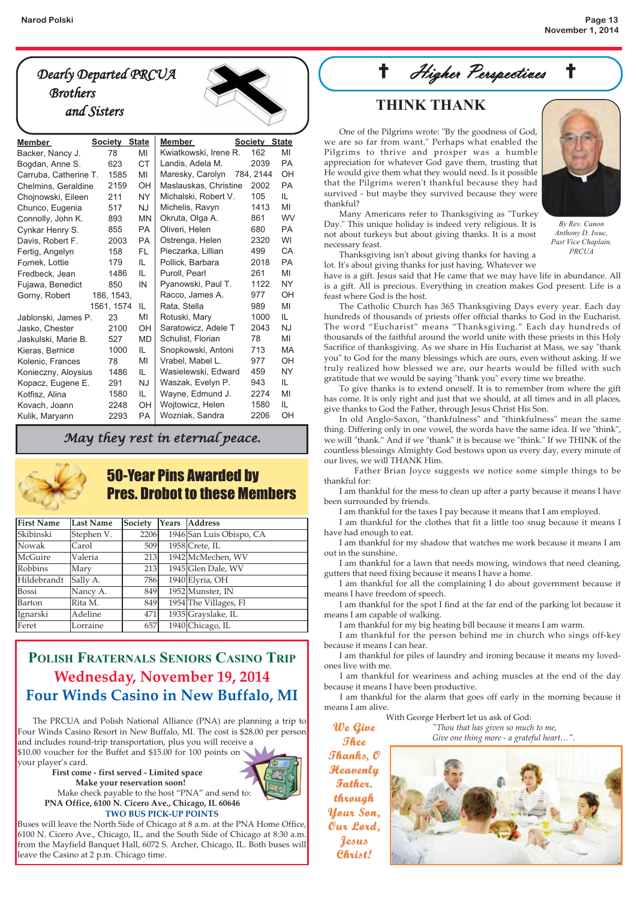## Dearly Departed PRCUA Brothers and Sisters

| Member | Society | State | Member | Society | State |
|---|---|---|---|---|---|
| Backer, Nancy J. | 78 | MI | Kwiatkowski, Irene R. | 162 | MI |
| Bogdan, Anne S. | 623 | CT | Landis, Adela M. | 2039 | PA |
| Carruba, Catherine T. | 1585 | MI | Maresky, Carolyn | 784, 2144 | OH |
| Chelmins, Geraldine | 2159 | OH | Maslauskas, Christine | 2002 | PA |
| Chojnowski, Eileen | 211 | NY | Michalski, Robert V. | 105 | IL |
| Chunco, Eugenia | 517 | NJ | Michelis, Ravyn | 1413 | MI |
| Connolly, John K. | 893 | MN | Okruta, Olga A. | 861 | WV |
| Cynkar Henry S. | 855 | PA | Oliveri, Helen | 680 | PA |
| Davis, Robert F. | 2003 | PA | Ostrenga, Helen | 2320 | WI |
| Fertig, Angelyn | 158 | FL | Pieczarka, Lillian | 499 | CA |
| Fornek, Lottie | 179 | IL | Pollick, Barbara | 2018 | PA |
| Fredbeck, Jean | 1486 | IL | Puroll, Pearl | 261 | MI |
| Fujawa, Benedict | 850 | IN | Pyanowski, Paul T. | 1122 | NY |
| Gorny, Robert | 186, 1543, 1561, 1574 | IL | Racco, James A. | 977 | OH |
| | | | Rata, Stella | 989 | MI |
| Jablonski, James P. | 23 | MI | Rotuski, Mary | 1000 | IL |
| Jasko, Chester | 2100 | OH | Saratowicz, Adele T | 2043 | NJ |
| Jaskulski, Marie B. | 527 | MD | Schulist, Florian | 78 | MI |
| Kieras, Bernice | 1000 | IL | Snopkowski, Antoni | 713 | MA |
| Kolenic, Frances | 78 | MI | Vrabel, Mabel L. | 977 | OH |
| Konieczny, Aloysius | 1486 | IL | Wasielewski, Edward | 459 | NY |
| Kopacz, Eugene E. | 291 | NJ | Waszak, Evelyn P. | 943 | IL |
| Kotfisz, Alina | 1580 | IL | Wayne, Edmund J. | 2274 | MI |
| Kovach, Joann | 2248 | OH | Wojtowicz, Helen | 1580 | IL |
| Kulik, Maryann | 2293 | PA | Wozniak, Sandra | 2206 | OH |

*May they rest in eternal peace.*

## 50-Year Pins Awarded by Pres. Drobot to these Members

| First Name | Last Name | Society | Years | Address |
|---|---|---|---|---|
| Skibinski | Stephen V. | 2206 | 1946 | San Luis Obispo, CA |
| Nowak | Carol | 509 | 1958 | Crete, IL |
| McGuire | Valeria | 213 | 1942 | McMechen, WV |
| Robbins | Mary | 213 | 1945 | Glen Dale, WV |
| Hildebrandt | Sally A. | 786 | 1940 | Elyria, OH |
| Bossi | Nancy A. | 849 | 1952 | Munster, IN |
| Barton | Rita M. | 849 | 1954 | The Villages, Fl |
| Ignarski | Adeline | 471 | 1935 | Grayslake, IL |
| Feret | Lorraine | 657 | 1940 | Chicago, IL |

## Polish Fraternals Seniors Casino Trip
### Wednesday, November 19, 2014
### Four Winds Casino in New Buffalo, MI

The PRCUA and Polish National Alliance (PNA) are planning a trip to Four Winds Casino Resort in New Buffalo, MI. The cost is $28.00 per person and includes round-trip transportation, plus you will receive a $10.00 voucher for the Buffet and $15.00 for 100 points on your player's card.

**First come - first served - Limited space**
**Make your reservation soon!**
Make check payable to the host "PNA" and send to:
**PNA Office, 6100 N. Cicero Ave., Chicago, IL 60646**

**TWO BUS PICK-UP POINTS**

Buses will leave the North Side of Chicago at 8 a.m. at the PNA Home Office, 6100 N. Cicero Ave., Chicago, IL, and the South Side of Chicago at 8:30 a.m. from the Mayfield Banquet Hall, 6072 S. Archer, Chicago, IL. Both buses will leave the Casino at 2 p.m. Chicago time.

## ✝ Higher Perspectives ✝

### THINK THANK

*By Rev. Canon Anthony D. Iwuc, Past Vice Chaplain, PRCUA*

One of the Pilgrims wrote: "By the goodness of God, we are so far from want." Perhaps what enabled the Pilgrims to thrive and prosper was a humble appreciation for whatever God gave them, trusting that He would give them what they would need. Is it possible that the Pilgrims weren't thankful because they had survived - but maybe they survived because they were thankful?

Many Americans refer to Thanksgiving as "Turkey Day." This unique holiday is indeed very religious. It is not about turkeys but about giving thanks. It is a most necessary feast.

Thanksgiving isn't about giving thanks for having a lot. It's about giving thanks for just having. Whatever we have is a gift. Jesus said that He came that we may have life in abundance. All is a gift. All is precious. Everything in creation makes God present. Life is a feast where God is the host.

The Catholic Church has 365 Thanksgiving Days every year. Each day hundreds of thousands of priests offer official thanks to God in the Eucharist. The word "Eucharist" means "Thanksgiving." Each day hundreds of thousands of the faithful around the world unite with these priests in this Holy Sacrifice of thanksgiving. As we share in His Eucharist at Mass, we say "thank you" to God for the many blessings which are ours, even without asking. If we truly realized how blessed we are, our hearts would be filled with such gratitude that we would be saying "thank you" every time we breathe.

To give thanks is to extend oneself. It is to remember from where the gift has come. It is only right and just that we should, at all times and in all places, give thanks to God the Father, through Jesus Christ His Son.

In old Anglo-Saxon, "thankfulness" and "thinkfulness" mean the same thing. Differing only in one vowel, the words have the same idea. If we "think", we will "thank." And if we "thank" it is because we "think." If we THINK of the countless blessings Almighty God bestows upon us every day, every minute of our lives, we will THANK Him.

Father Brian Joyce suggests we notice some simple things to be thankful for:

I am thankful for the mess to clean up after a party because it means I have been surrounded by friends.

I am thankful for the taxes I pay because it means that I am employed.

I am thankful for the clothes that fit a little too snug because it means I have had enough to eat.

I am thankful for my shadow that watches me work because it means I am out in the sunshine.

I am thankful for a lawn that needs mowing, windows that need cleaning, gutters that need fixing because it means I have a home.

I am thankful for all the complaining I do about government because it means I have freedom of speech.

I am thankful for the spot I find at the far end of the parking lot because it means I am capable of walking.

I am thankful for my big heating bill because it means I am warm.

I am thankful for the person behind me in church who sings off-key because it means I can hear.

I am thankful for piles of laundry and ironing because it means my loved-ones live with me.

I am thankful for weariness and aching muscles at the end of the day because it means I have been productive.

I am thankful for the alarm that goes off early in the morning because it means I am alive.

With George Herbert let us ask of God:

*"Thou that has given so much to me,*
*Give one thing more - a grateful heart…".*

*We Give Thee Thanks, O Heavenly Father, through Your Son, Our Lord, Jesus Christ!*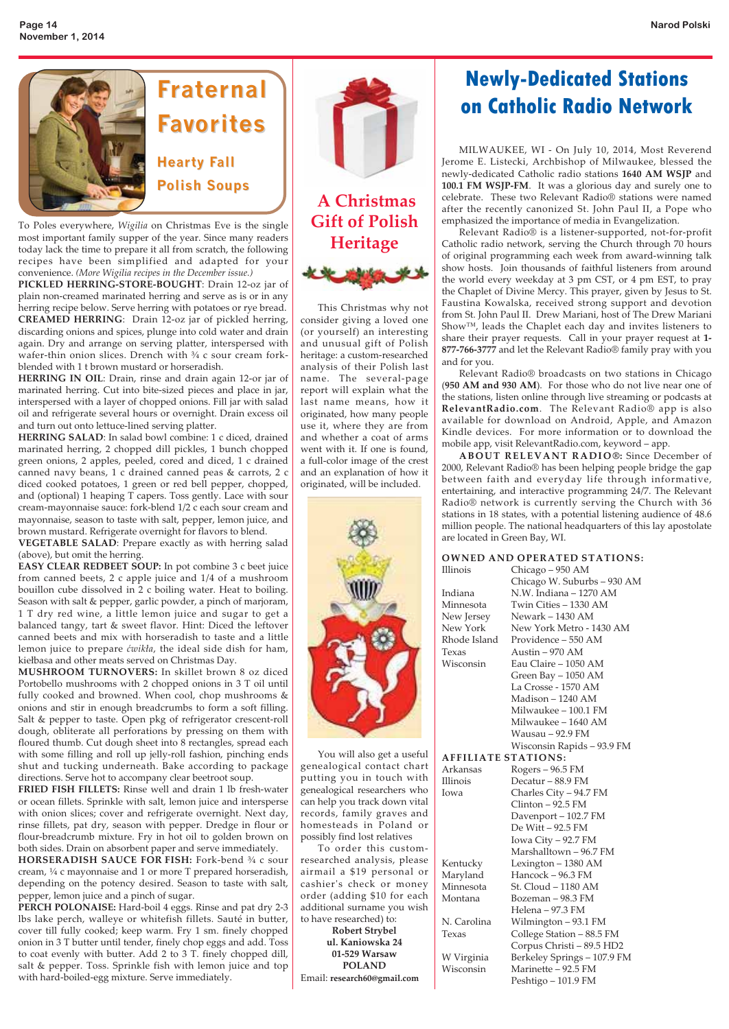# Fraternal Favorites

## Hearty Fall Polish Soups

To Poles everywhere, *Wigilia* on Christmas Eve is the single most important family supper of the year. Since many readers today lack the time to prepare it all from scratch, the following recipes have been simplified and adapted for your convenience. *(More Wigilia recipes in the December issue.)*

**PICKLED HERRING-STORE-BOUGHT**: Drain 12-oz jar of plain non-creamed marinated herring and serve as is or in any herring recipe below. Serve herring with potatoes or rye bread.

**CREAMED HERRING**: Drain 12-oz jar of pickled herring, discarding onions and spices, plunge into cold water and drain again. Dry and arrange on serving platter, interspersed with wafer-thin onion slices. Drench with ¾ c sour cream fork-blended with 1 t brown mustard or horseradish.

**HERRING IN OIL**: Drain, rinse and drain again 12-or jar of marinated herring. Cut into bite-sized pieces and place in jar, interspersed with a layer of chopped onions. Fill jar with salad oil and refrigerate several hours or overnight. Drain excess oil and turn out onto lettuce-lined serving platter.

**HERRING SALAD**: In salad bowl combine: 1 c diced, drained marinated herring, 2 chopped dill pickles, 1 bunch chopped green onions, 2 apples, peeled, cored and diced, 1 c drained canned navy beans, 1 c drained canned peas & carrots, 2 c diced cooked potatoes, 1 green or red bell pepper, chopped, and (optional) 1 heaping T capers. Toss gently. Lace with sour cream-mayonnaise sauce: fork-blend 1/2 c each sour cream and mayonnaise, season to taste with salt, pepper, lemon juice, and brown mustard. Refrigerate overnight for flavors to blend.

**VEGETABLE SALAD**: Prepare exactly as with herring salad (above), but omit the herring.

**EASY CLEAR REDBEET SOUP:** In pot combine 3 c beet juice from canned beets, 2 c apple juice and 1/4 of a mushroom bouillon cube dissolved in 2 c boiling water. Heat to boiling. Season with salt & pepper, garlic powder, a pinch of marjoram, 1 T dry red wine, a little lemon juice and sugar to get a balanced tangy, tart & sweet flavor. Hint: Diced the leftover canned beets and mix with horseradish to taste and a little lemon juice to prepare *ćwikła*, the ideal side dish for ham, kiełbasa and other meats served on Christmas Day.

**MUSHROOM TURNOVERS:** In skillet brown 8 oz diced Portobello mushrooms with 2 chopped onions in 3 T oil until fully cooked and browned. When cool, chop mushrooms & onions and stir in enough breadcrumbs to form a soft filling. Salt & pepper to taste. Open pkg of refrigerator crescent-roll dough, obliterate all perforations by pressing on them with floured thumb. Cut dough sheet into 8 rectangles, spread each with some filling and roll up jelly-roll fashion, pinching ends shut and tucking underneath. Bake according to package directions. Serve hot to accompany clear beetroot soup.

**FRIED FISH FILLETS:** Rinse well and drain 1 lb fresh-water or ocean fillets. Sprinkle with salt, lemon juice and intersperse with onion slices; cover and refrigerate overnight. Next day, rinse fillets, pat dry, season with pepper. Dredge in flour or flour-breadcrumb mixture. Fry in hot oil to golden brown on both sides. Drain on absorbent paper and serve immediately.

**HORSERADISH SAUCE FOR FISH:** Fork-bend ¾ c sour cream, ¼ c mayonnaise and 1 or more T prepared horseradish, depending on the potency desired. Season to taste with salt, pepper, lemon juice and a pinch of sugar.

**PERCH POLONAISE:** Hard-boil 4 eggs. Rinse and pat dry 2-3 lbs lake perch, walleye or whitefish fillets. Sauté in butter, cover till fully cooked; keep warm. Fry 1 sm. finely chopped onion in 3 T butter until tender, finely chop eggs and add. Toss to coat evenly with butter. Add 2 to 3 T. finely chopped dill, salt & pepper. Toss. Sprinkle fish with lemon juice and top with hard-boiled-egg mixture. Serve immediately.

## A Christmas Gift of Polish Heritage

This Christmas why not consider giving a loved one (or yourself) an interesting and unusual gift of Polish heritage: a custom-researched analysis of their Polish last name. The several-page report will explain what the last name means, how it originated, how many people use it, where they are from and whether a coat of arms went with it. If one is found, a full-color image of the crest and an explanation of how it originated, will be included.

You will also get a useful genealogical contact chart putting you in touch with genealogical researchers who can help you track down vital records, family graves and homesteads in Poland or possibly find lost relatives

To order this custom-researched analysis, please airmail a $19 personal or cashier's check or money order (adding $10 for each additional surname you wish to have researched) to:

**Robert Strybel**
**ul. Kaniowska 24**
**01-529 Warsaw**
**POLAND**
Email: **research60@gmail.com**

# Newly-Dedicated Stations on Catholic Radio Network

MILWAUKEE, WI - On July 10, 2014, Most Reverend Jerome E. Listecki, Archbishop of Milwaukee, blessed the newly-dedicated Catholic radio stations **1640 AM WSJP** and **100.1 FM WSJP-FM**. It was a glorious day and surely one to celebrate. These two Relevant Radio® stations were named after the recently canonized St. John Paul II, a Pope who emphasized the importance of media in Evangelization.

Relevant Radio® is a listener-supported, not-for-profit Catholic radio network, serving the Church through 70 hours of original programming each week from award-winning talk show hosts. Join thousands of faithful listeners from around the world every weekday at 3 pm CST, or 4 pm EST, to pray the Chaplet of Divine Mercy. This prayer, given by Jesus to St. Faustina Kowalska, received strong support and devotion from St. John Paul II. Drew Mariani, host of The Drew Mariani Show™, leads the Chaplet each day and invites listeners to share their prayer requests. Call in your prayer request at **1-877-766-3777** and let the Relevant Radio® family pray with you and for you.

Relevant Radio® broadcasts on two stations in Chicago (**950 AM and 930 AM**). For those who do not live near one of the stations, listen online through live streaming or podcasts at **RelevantRadio.com**. The Relevant Radio® app is also available for download on Android, Apple, and Amazon Kindle devices. For more information or to download the mobile app, visit RelevantRadio.com, keyword – app.

**ABOUT RELEVANT RADIO®:** Since December of 2000, Relevant Radio® has been helping people bridge the gap between faith and everyday life through informative, entertaining, and interactive programming 24/7. The Relevant Radio® network is currently serving the Church with 36 stations in 18 states, with a potential listening audience of 48.6 million people. The national headquarters of this lay apostolate are located in Green Bay, WI.

**OWNED AND OPERATED STATIONS:**

| | |
|---|---|
| Illinois | Chicago – 950 AM |
| | Chicago W. Suburbs – 930 AM |
| Indiana | N.W. Indiana – 1270 AM |
| Minnesota | Twin Cities – 1330 AM |
| New Jersey | Newark – 1430 AM |
| New York | New York Metro - 1430 AM |
| Rhode Island | Providence – 550 AM |
| Texas | Austin – 970 AM |
| Wisconsin | Eau Claire – 1050 AM |
| | Green Bay – 1050 AM |
| | La Crosse - 1570 AM |
| | Madison – 1240 AM |
| | Milwaukee – 100.1 FM |
| | Milwaukee – 1640 AM |
| | Wausau – 92.9 FM |
| | Wisconsin Rapids – 93.9 FM |

**AFFILIATE STATIONS:**

| | |
|---|---|
| Arkansas | Rogers – 96.5 FM |
| Illinois | Decatur – 88.9 FM |
| Iowa | Charles City – 94.7 FM |
| | Clinton – 92.5 FM |
| | Davenport – 102.7 FM |
| | De Witt – 92.5 FM |
| | Iowa City – 92.7 FM |
| | Marshalltown – 96.7 FM |
| Kentucky | Lexington – 1380 AM |
| Maryland | Hancock – 96.3 FM |
| Minnesota | St. Cloud – 1180 AM |
| Montana | Bozeman – 98.3 FM |
| | Helena – 97.3 FM |
| N. Carolina | Wilmington – 93.1 FM |
| Texas | College Station – 88.5 FM |
| | Corpus Christi – 89.5 HD2 |
| W Virginia | Berkeley Springs – 107.9 FM |
| Wisconsin | Marinette – 92.5 FM |
| | Peshtigo – 101.9 FM |